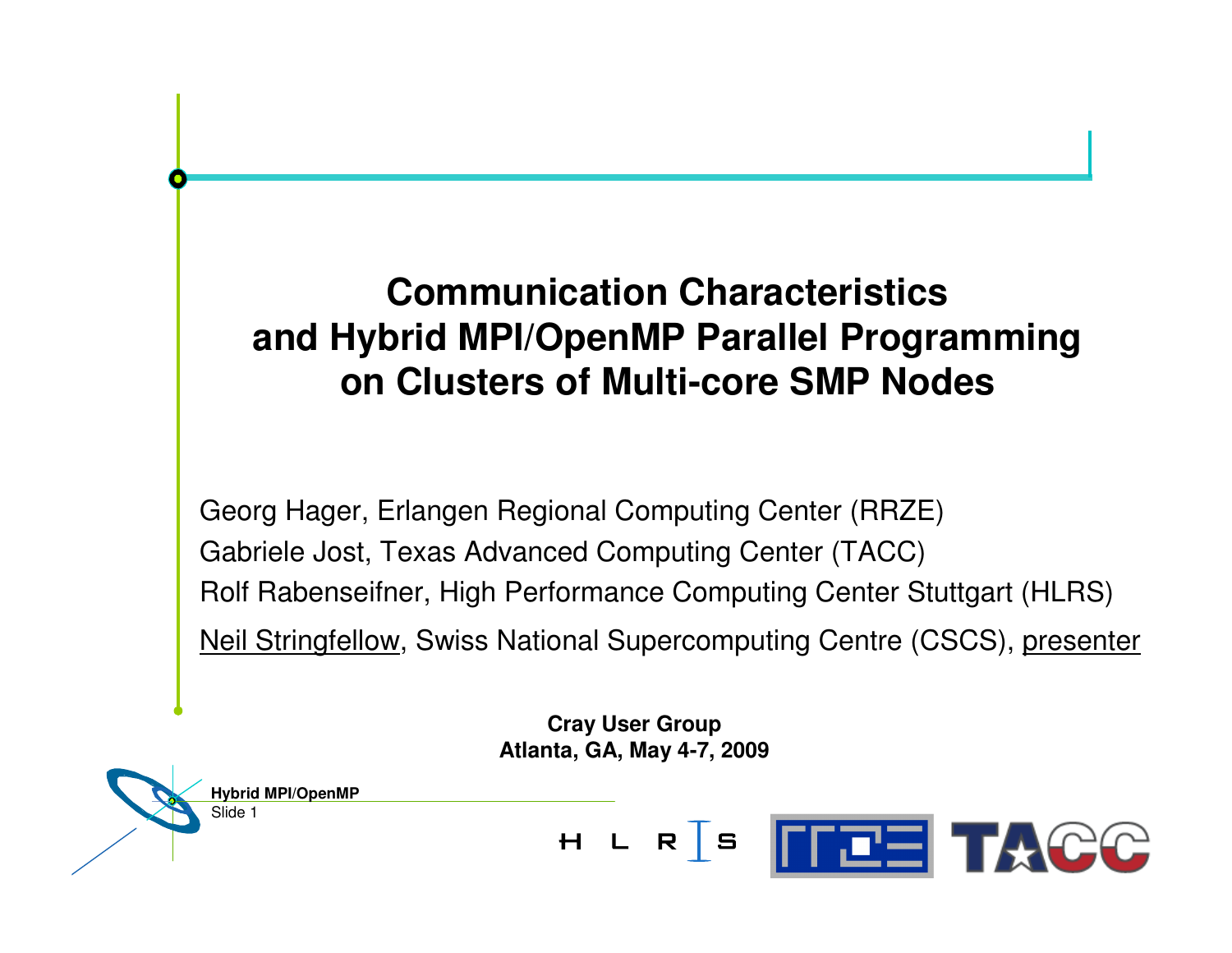# Communication Characteristics and Hybrid MPI/OpenMP Parallel Programming on Clusters of Multi-core SMP Nodes

Georg Hager, Erlangen Regional Computing Center (RRZE)

Gabriele Jost, Texas Advanced Computing Center (TACC)

Rolf Rabenseifner, High Performance Computing Center Stuttgart (HLRS)

Neil Stringfellow, Swiss National Supercomputing Centre (CSCS), presenter

**Cray User Group**
**Atlanta, GA, May 4-7, 2009**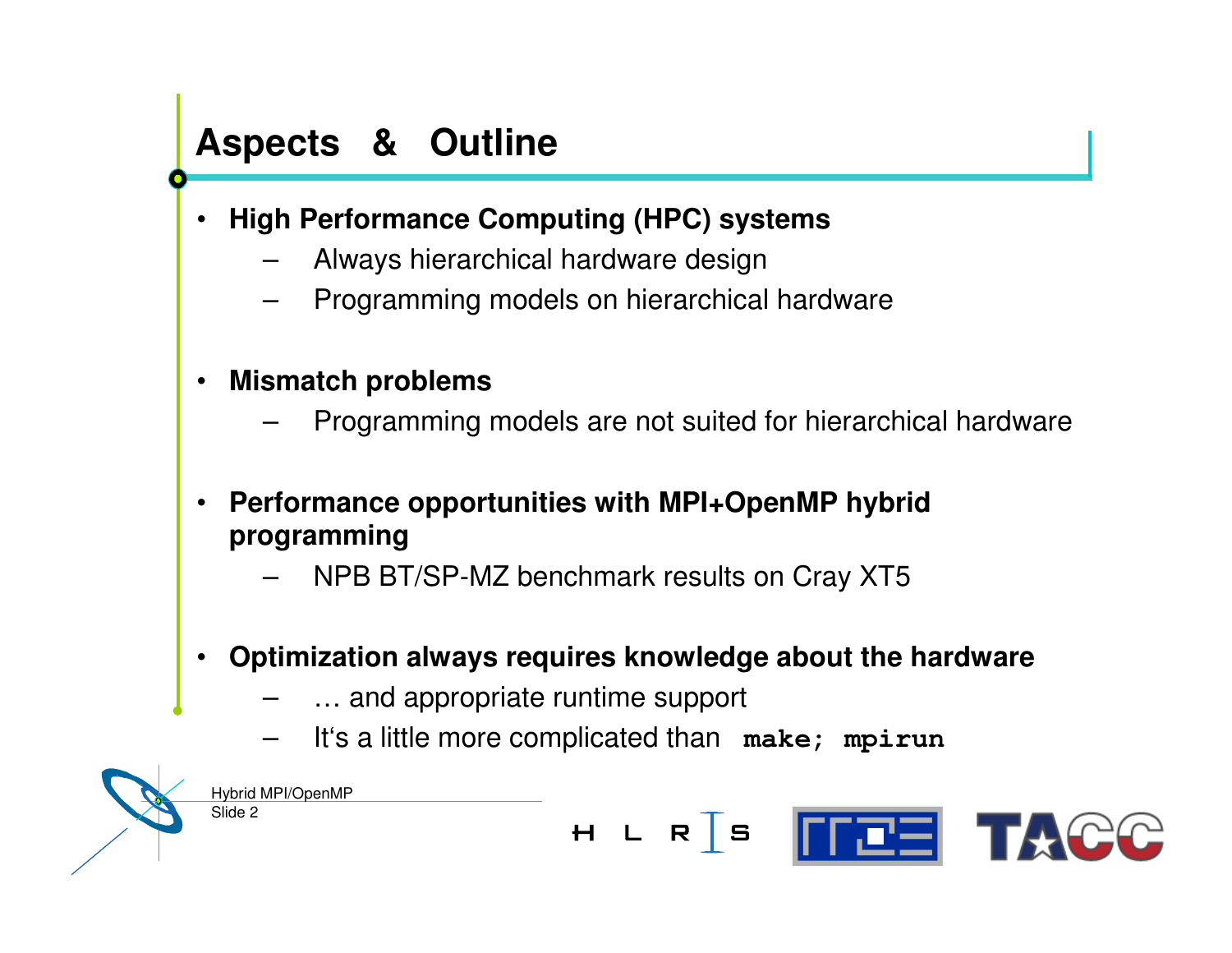# Aspects & Outline

- **High Performance Computing (HPC) systems**
  - Always hierarchical hardware design
  - Programming models on hierarchical hardware
- **Mismatch problems**
  - Programming models are not suited for hierarchical hardware
- **Performance opportunities with MPI+OpenMP hybrid programming**
  - NPB BT/SP-MZ benchmark results on Cray XT5
- **Optimization always requires knowledge about the hardware**
  - … and appropriate runtime support
  - It's a little more complicated than `make; mpirun`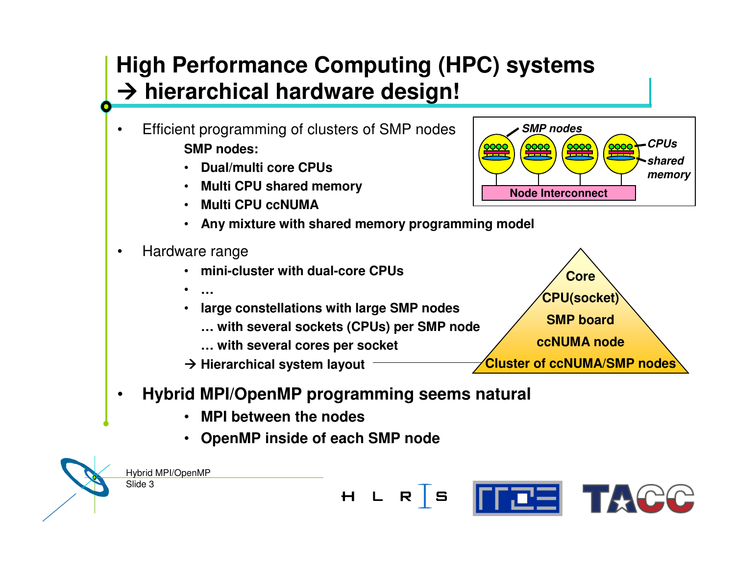# High Performance Computing (HPC) systems → hierarchical hardware design!

- Efficient programming of clusters of SMP nodes
  **SMP nodes:**
  - **Dual/multi core CPUs**
  - **Multi CPU shared memory**
  - **Multi CPU ccNUMA**
  - **Any mixture with shared memory programming model**

*SMP nodes*, *CPUs*, *shared memory*, Node Interconnect

- Hardware range
  - **mini-cluster with dual-core CPUs**
  - **…**
  - **large constellations with large SMP nodes**
    **… with several sockets (CPUs) per SMP node**
    **… with several cores per socket**
  
  **→ Hierarchical system layout**

**Core**
**CPU(socket)**
**SMP board**
**ccNUMA node**
**Cluster of ccNUMA/SMP nodes**

- **Hybrid MPI/OpenMP programming seems natural**
  - **MPI between the nodes**
  - **OpenMP inside of each SMP node**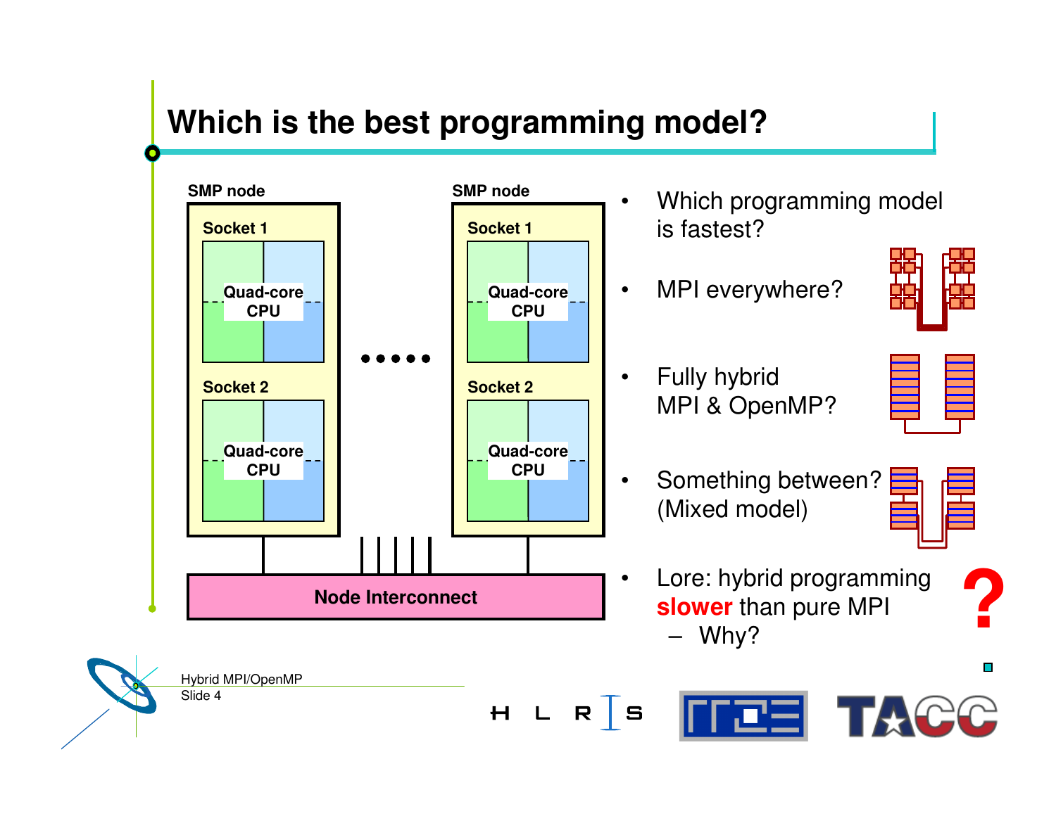# Which is the best programming model?

SMP node

Socket 1

Quad-core CPU

Socket 2

Quad-core CPU

SMP node

Socket 1

Quad-core CPU

Socket 2

Quad-core CPU

Node Interconnect

- Which programming model is fastest?
- MPI everywhere?
- Fully hybrid MPI & OpenMP?
- Something between? (Mixed model)
- Lore: hybrid programming **slower** than pure MPI
  - Why?

?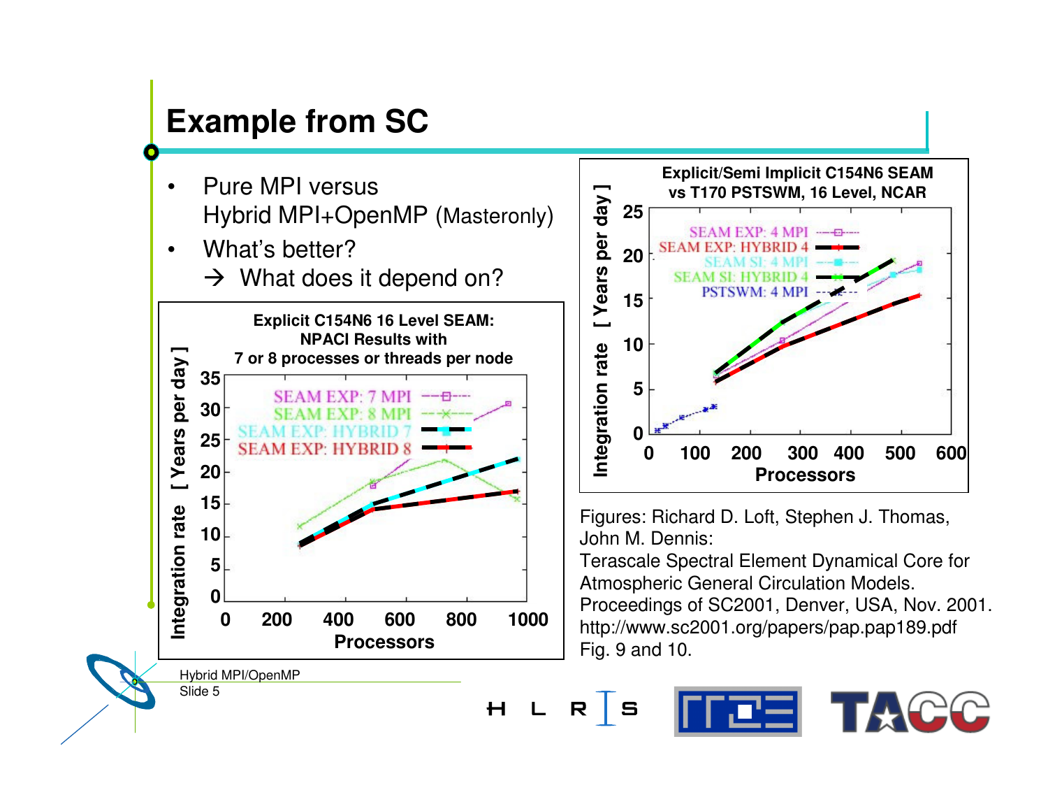# Example from SC

- Pure MPI versus
  Hybrid MPI+OpenMP (Masteronly)
- What's better?
  → What does it depend on?

**Explicit C154N6 16 Level SEAM: NPACI Results with 7 or 8 processes or threads per node**

**Explicit/Semi Implicit C154N6 SEAM vs T170 PSTSWM, 16 Level, NCAR**

Figures: Richard D. Loft, Stephen J. Thomas, John M. Dennis:
Terascale Spectral Element Dynamical Core for Atmospheric General Circulation Models.
Proceedings of SC2001, Denver, USA, Nov. 2001.
http://www.sc2001.org/papers/pap.pap189.pdf
Fig. 9 and 10.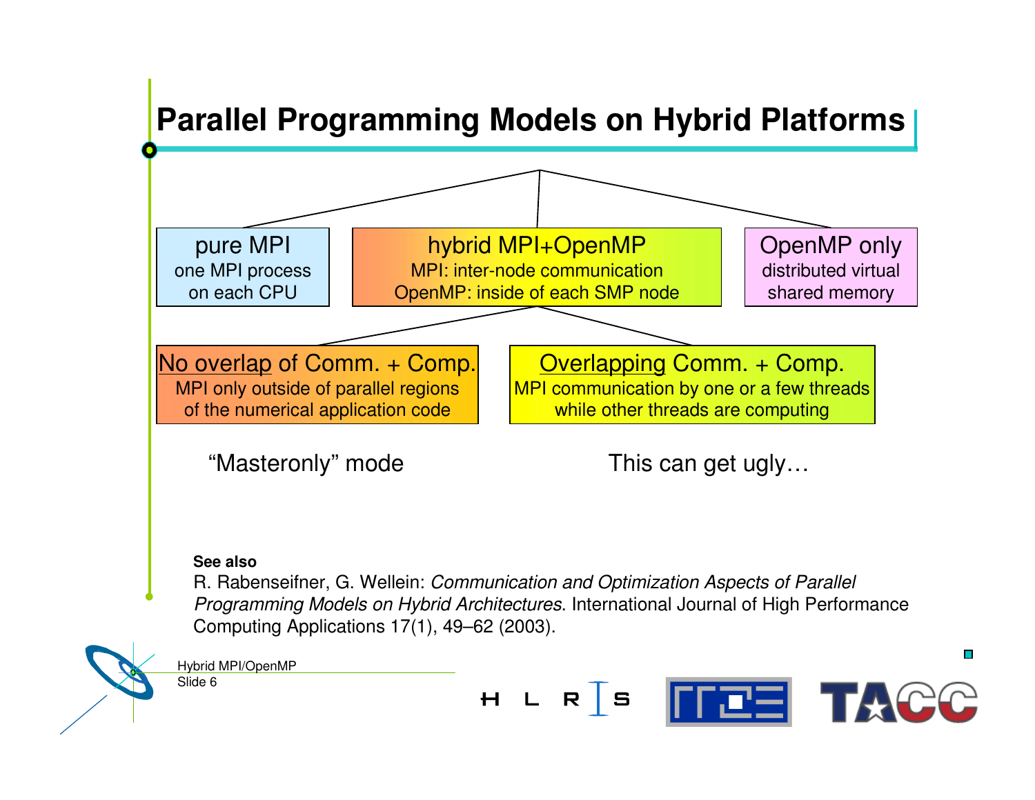# Parallel Programming Models on Hybrid Platforms

- **pure MPI**
  one MPI process on each CPU
- **hybrid MPI+OpenMP**
  MPI: inter-node communication
  OpenMP: inside of each SMP node
  - **No overlap of Comm. + Comp.**
    MPI only outside of parallel regions of the numerical application code
    "Masteronly" mode
  - **Overlapping Comm. + Comp.**
    MPI communication by one or a few threads while other threads are computing
    This can get ugly…
- **OpenMP only**
  distributed virtual shared memory

**See also**

R. Rabenseifner, G. Wellein: *Communication and Optimization Aspects of Parallel Programming Models on Hybrid Architectures*. International Journal of High Performance Computing Applications 17(1), 49–62 (2003).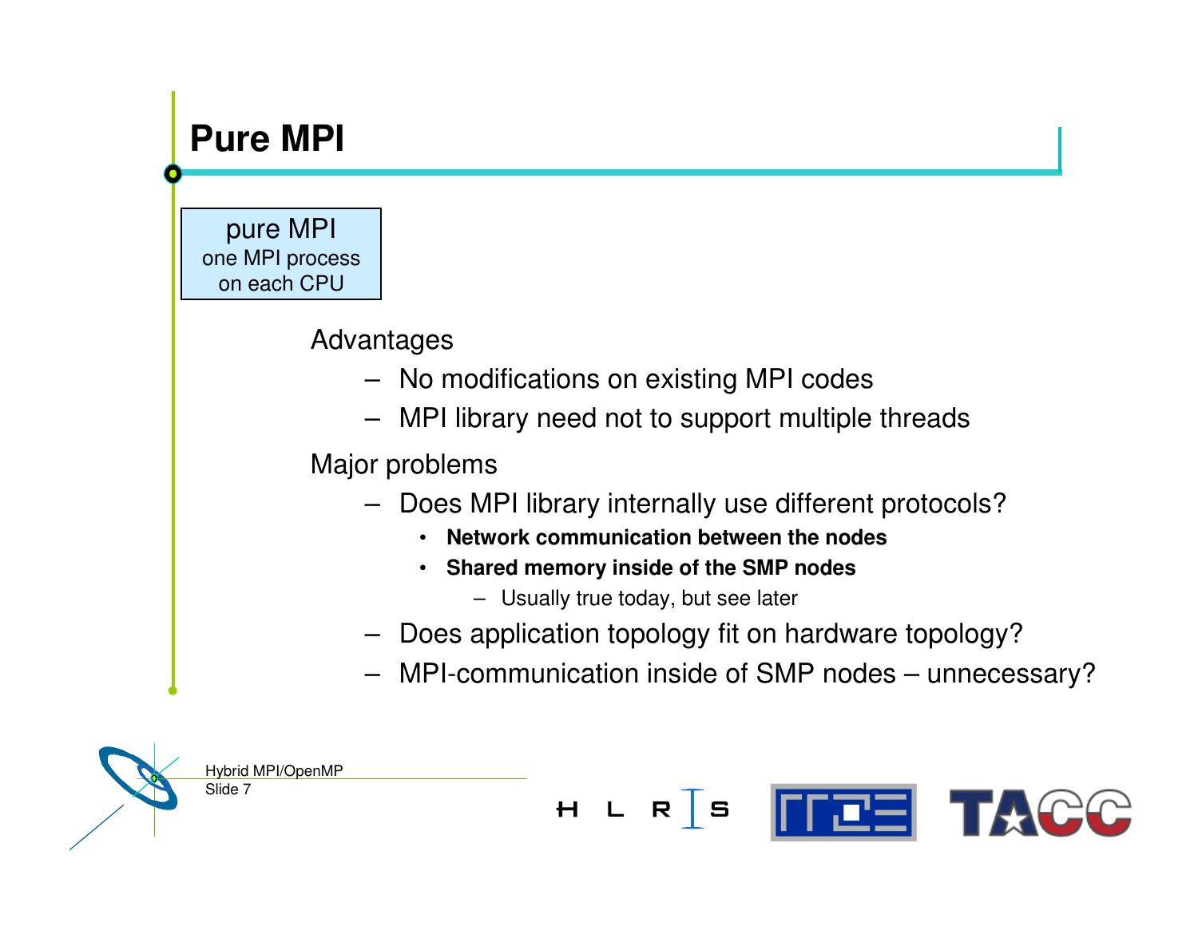# Pure MPI

**pure MPI**
one MPI process
on each CPU

Advantages

- No modifications on existing MPI codes
- MPI library need not to support multiple threads

Major problems

- Does MPI library internally use different protocols?
  - **Network communication between the nodes**
  - **Shared memory inside of the SMP nodes**
    - Usually true today, but see later
- Does application topology fit on hardware topology?
- MPI-communication inside of SMP nodes – unnecessary?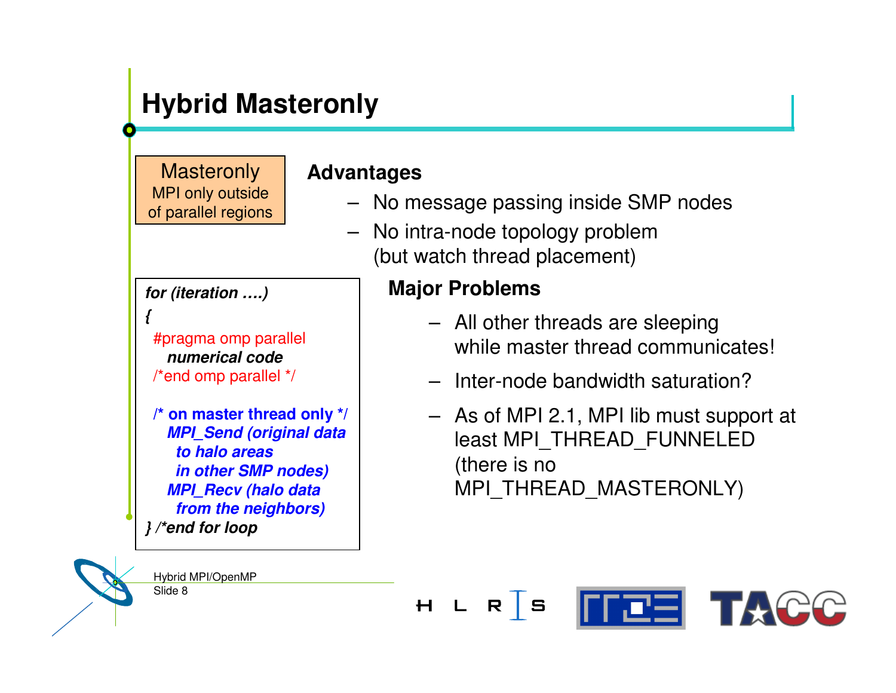# Hybrid Masteronly

**Masteronly**
MPI only outside of parallel regions

```
for (iteration ....)
{
  #pragma omp parallel
    numerical code
  /*end omp parallel */

  /* on master thread only */
    MPI_Send (original data
      to halo areas
      in other SMP nodes)
    MPI_Recv (halo data
      from the neighbors)
} /*end for loop
```

**Advantages**

- No message passing inside SMP nodes
- No intra-node topology problem (but watch thread placement)

**Major Problems**

- All other threads are sleeping while master thread communicates!
- Inter-node bandwidth saturation?
- As of MPI 2.1, MPI lib must support at least MPI_THREAD_FUNNELED (there is no MPI_THREAD_MASTERONLY)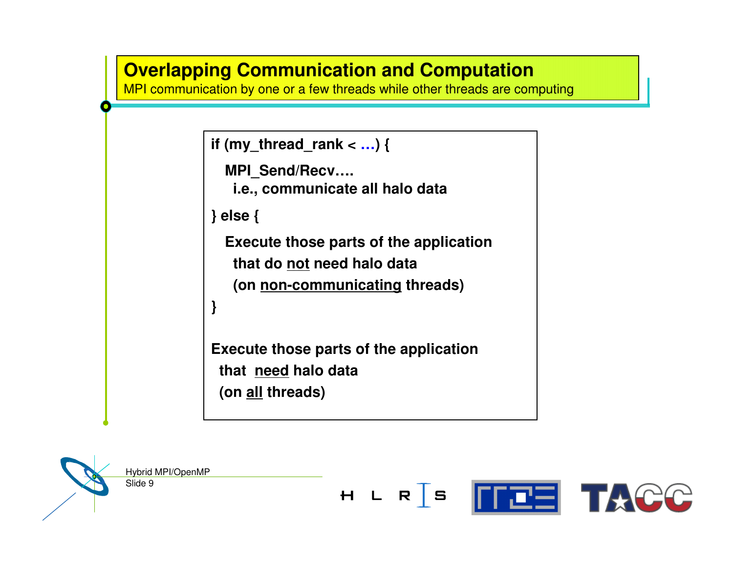# Overlapping Communication and Computation

MPI communication by one or a few threads while other threads are computing

```
if (my_thread_rank < ...) {

   MPI_Send/Recv....
     i.e., communicate all halo data

} else {

   Execute those parts of the application
     that do not need halo data
     (on non-communicating threads)

}

Execute those parts of the application
  that need halo data
  (on all threads)
```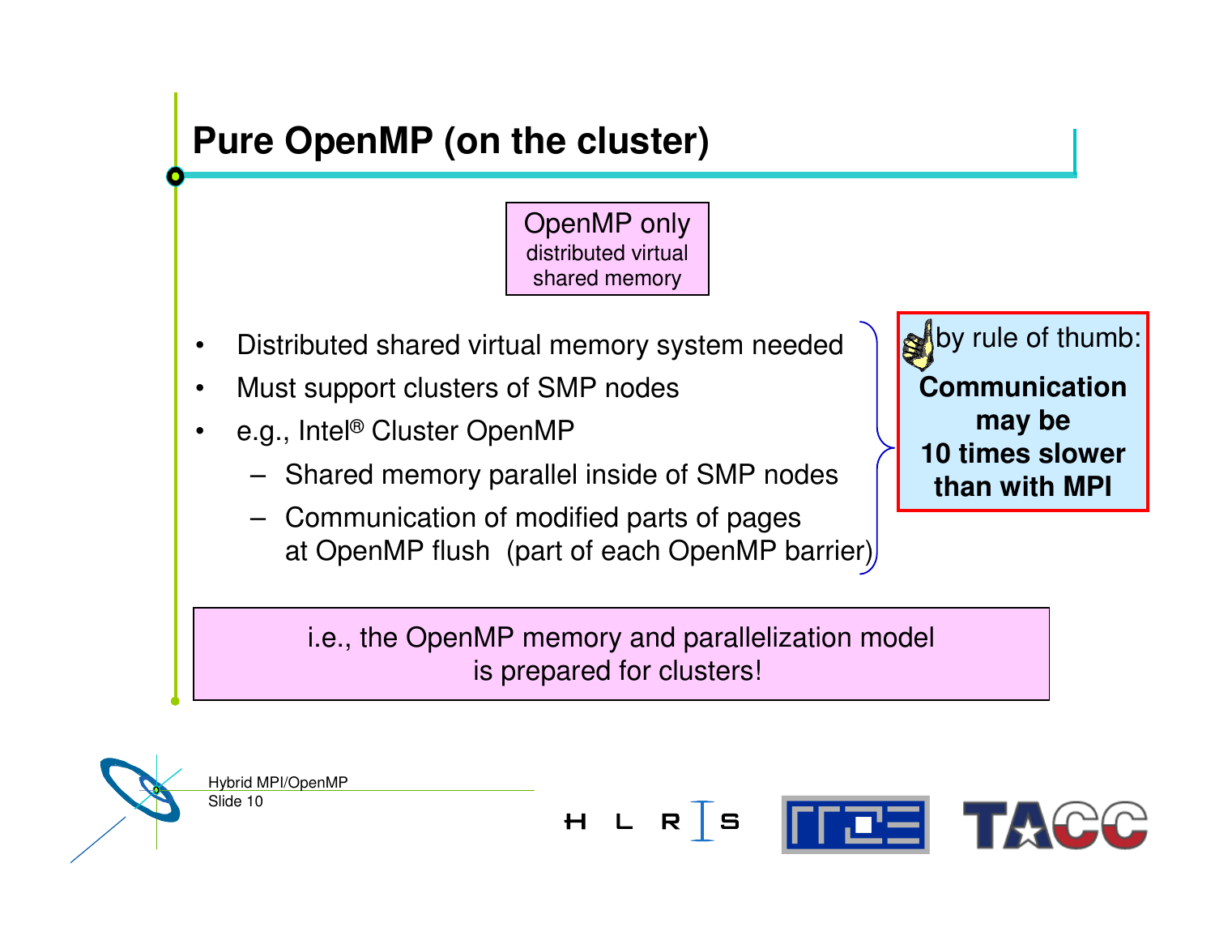# Pure OpenMP (on the cluster)

OpenMP only
distributed virtual shared memory

- Distributed shared virtual memory system needed
- Must support clusters of SMP nodes
- e.g., Intel® Cluster OpenMP
  - Shared memory parallel inside of SMP nodes
  - Communication of modified parts of pages at OpenMP flush (part of each OpenMP barrier)

by rule of thumb:
**Communication may be 10 times slower than with MPI**

i.e., the OpenMP memory and parallelization model is prepared for clusters!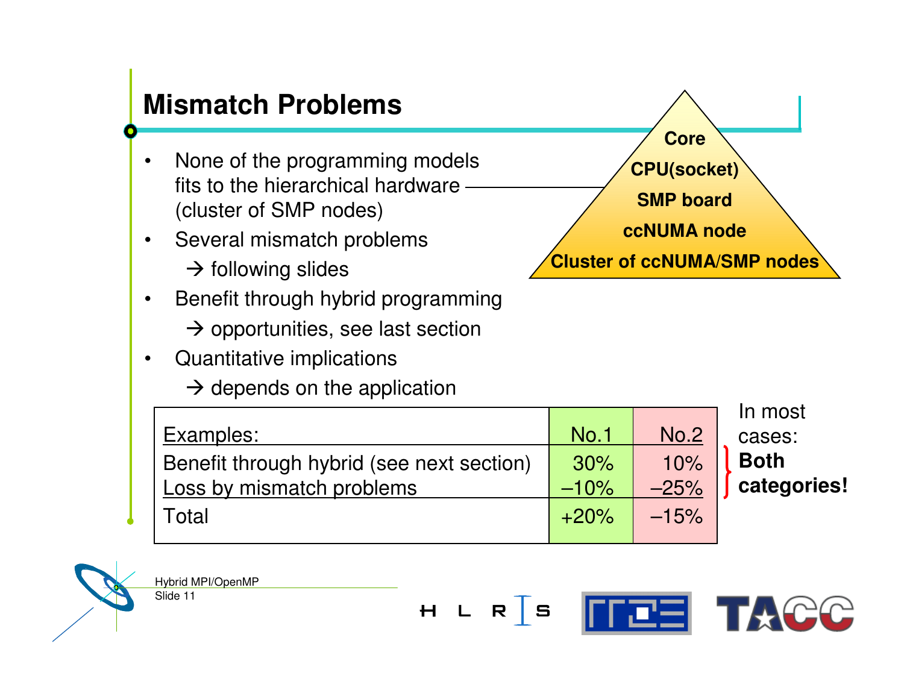# Mismatch Problems

- None of the programming models fits to the hierarchical hardware (cluster of SMP nodes)
- Several mismatch problems
  → following slides
- Benefit through hybrid programming
  → opportunities, see last section
- Quantitative implications
  → depends on the application

**Core**
**CPU(socket)**
**SMP board**
**ccNUMA node**
**Cluster of ccNUMA/SMP nodes**

| Examples: | No.1 | No.2 |
|---|---|---|
| Benefit through hybrid (see next section) | 30% | 10% |
| Loss by mismatch problems | –10% | –25% |
| Total | +20% | –15% |

In most cases: **Both categories!**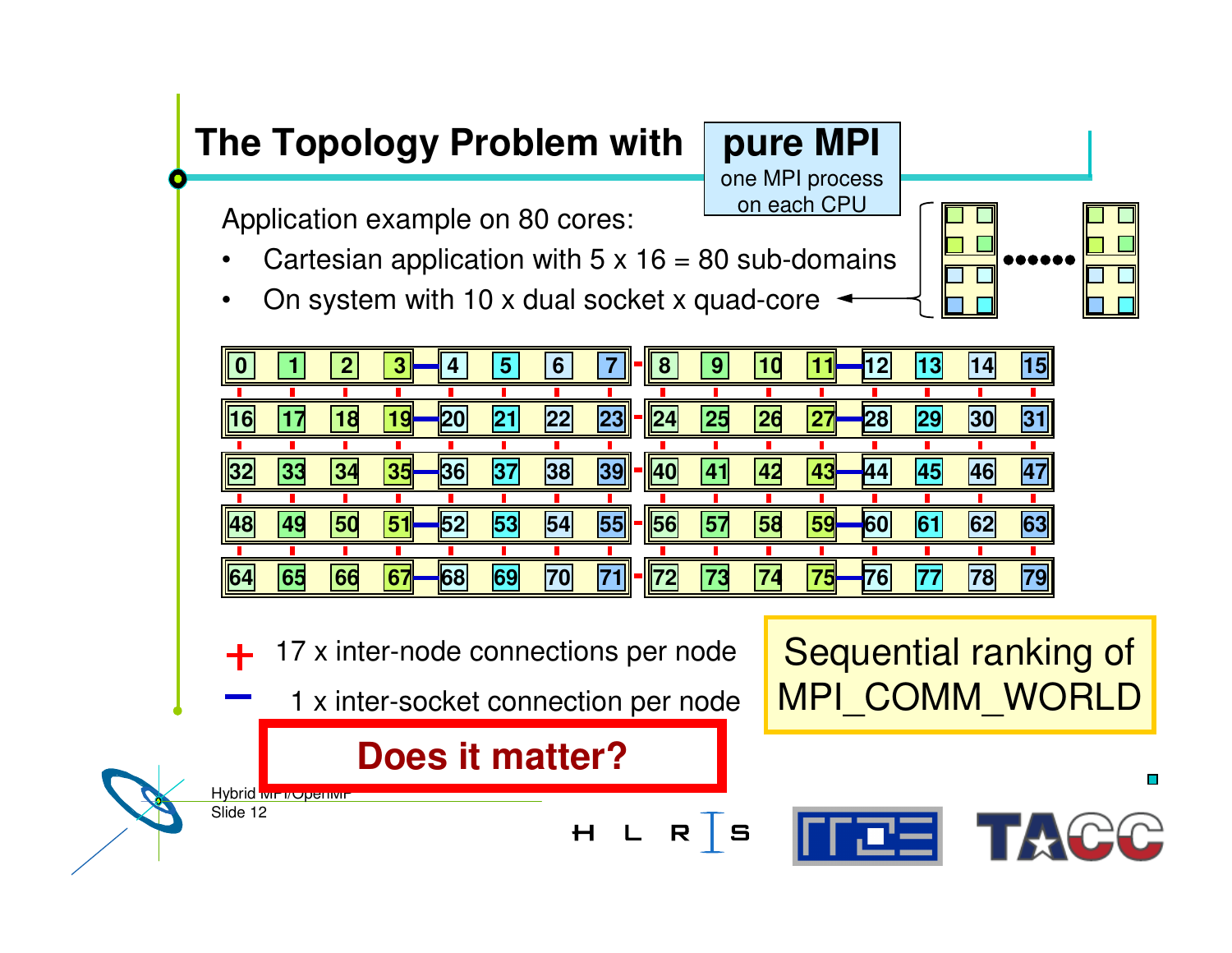# The Topology Problem with **pure MPI**

one MPI process on each CPU

Application example on 80 cores:

- Cartesian application with 5 x 16 = 80 sub-domains
- On system with 10 x dual socket x quad-core

| 0 | 1 | 2 | 3 | 4 | 5 | 6 | 7 | 8 | 9 | 10 | 11 | 12 | 13 | 14 | 15 |
|---|---|---|---|---|---|---|---|---|---|---|---|---|---|---|---|
| 16 | 17 | 18 | 19 | 20 | 21 | 22 | 23 | 24 | 25 | 26 | 27 | 28 | 29 | 30 | 31 |
| 32 | 33 | 34 | 35 | 36 | 37 | 38 | 39 | 40 | 41 | 42 | 43 | 44 | 45 | 46 | 47 |
| 48 | 49 | 50 | 51 | 52 | 53 | 54 | 55 | 56 | 57 | 58 | 59 | 60 | 61 | 62 | 63 |
| 64 | 65 | 66 | 67 | 68 | 69 | 70 | 71 | 72 | 73 | 74 | 75 | 76 | 77 | 78 | 79 |

+ 17 x inter-node connections per node

– 1 x inter-socket connection per node

Sequential ranking of MPI_COMM_WORLD

**Does it matter?**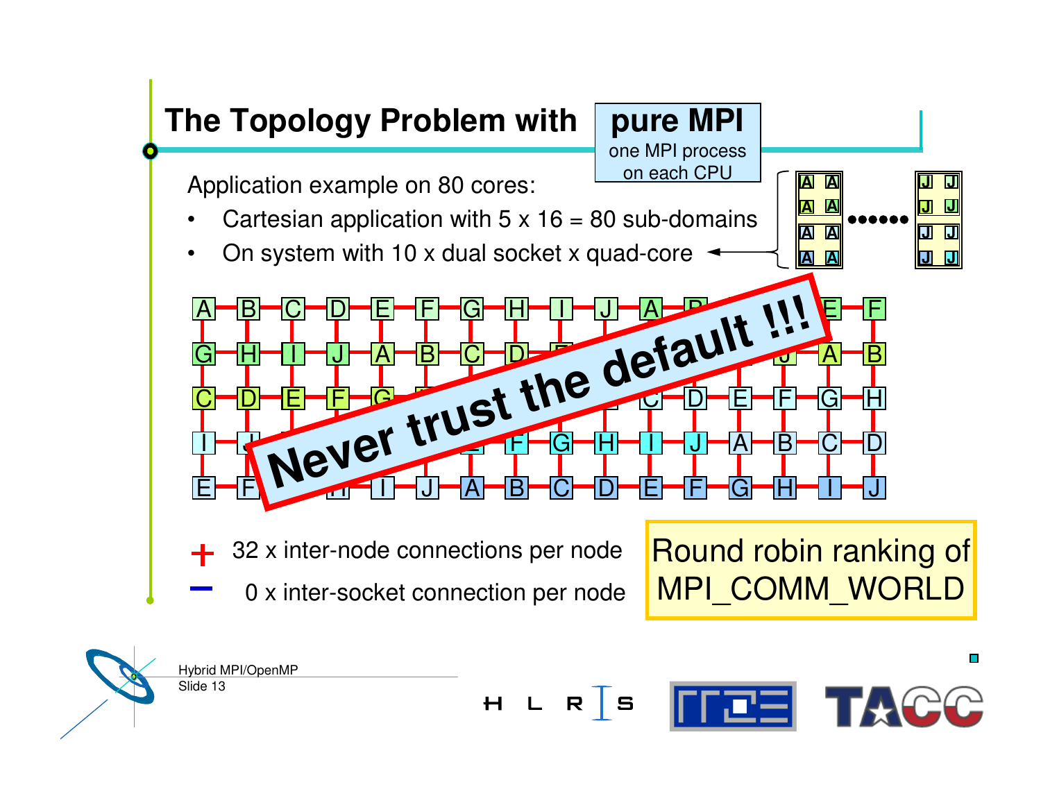# The Topology Problem with pure MPI

**pure MPI**
one MPI process on each CPU

Application example on 80 cores:

- Cartesian application with 5 x 16 = 80 sub-domains
- On system with 10 x dual socket x quad-core

**Never trust the default !!!**

32 x inter-node connections per node

0 x inter-socket connection per node

Round robin ranking of MPI_COMM_WORLD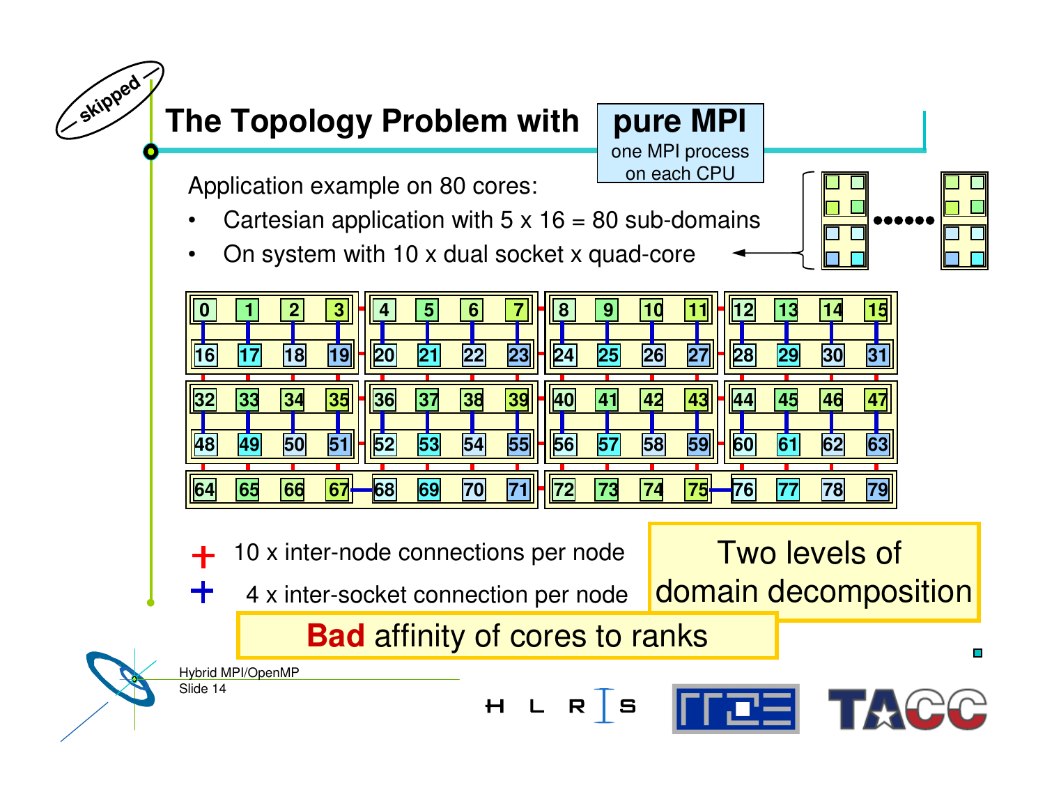# The Topology Problem with pure MPI

**pure MPI**: one MPI process on each CPU

Application example on 80 cores:

- Cartesian application with 5 x 16 = 80 sub-domains
- On system with 10 x dual socket x quad-core

| 0 | 1 | 2 | 3 | 4 | 5 | 6 | 7 | 8 | 9 | 10 | 11 | 12 | 13 | 14 | 15 |
|---|---|---|---|---|---|---|---|---|---|---|---|---|---|---|---|
| 16 | 17 | 18 | 19 | 20 | 21 | 22 | 23 | 24 | 25 | 26 | 27 | 28 | 29 | 30 | 31 |
| 32 | 33 | 34 | 35 | 36 | 37 | 38 | 39 | 40 | 41 | 42 | 43 | 44 | 45 | 46 | 47 |
| 48 | 49 | 50 | 51 | 52 | 53 | 54 | 55 | 56 | 57 | 58 | 59 | 60 | 61 | 62 | 63 |
| 64 | 65 | 66 | 67 | 68 | 69 | 70 | 71 | 72 | 73 | 74 | 75 | 76 | 77 | 78 | 79 |

- 10 x inter-node connections per node
- 4 x inter-socket connection per node

Two levels of domain decomposition

**Bad** affinity of cores to ranks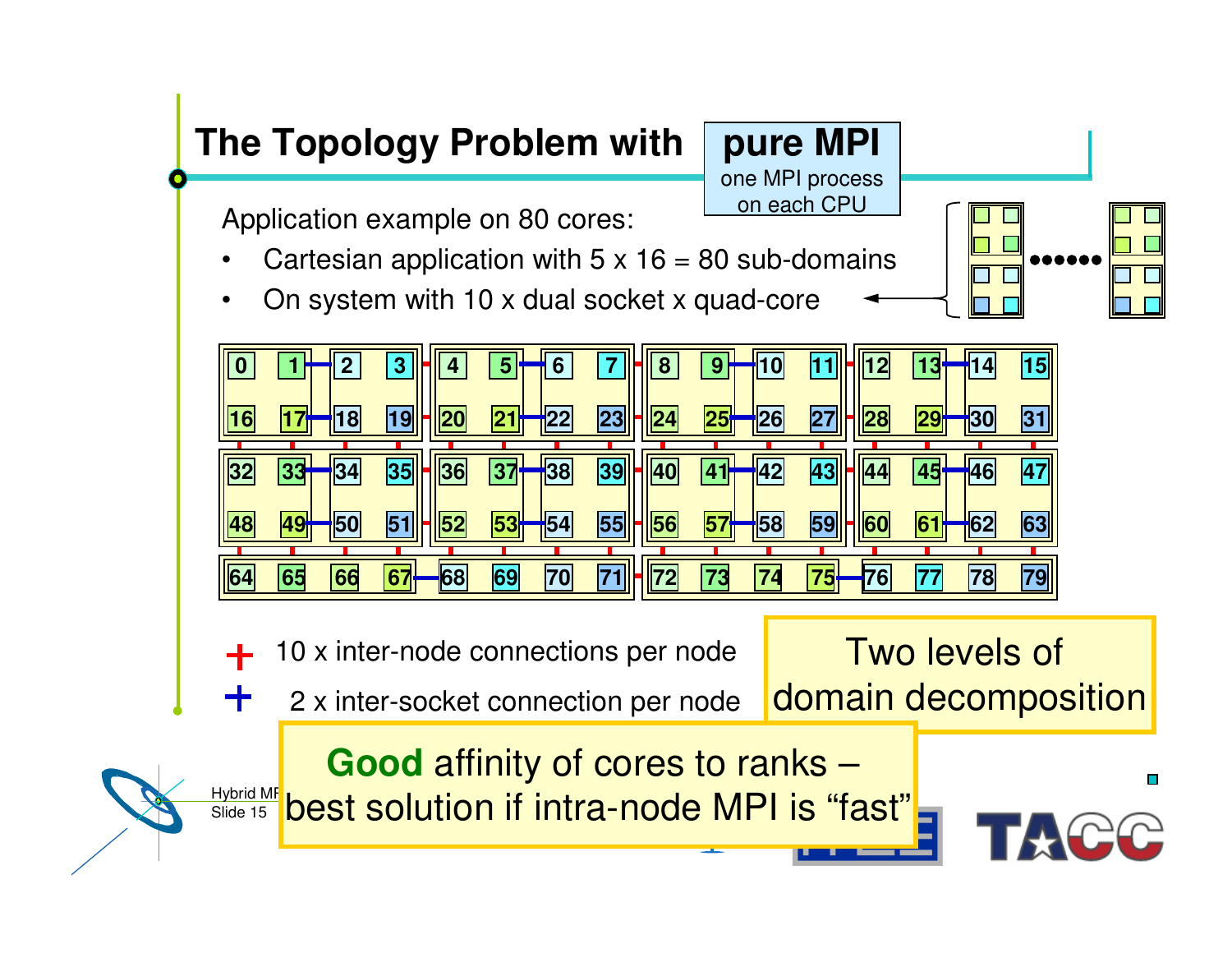# The Topology Problem with **pure MPI**

one MPI process on each CPU

Application example on 80 cores:

- Cartesian application with 5 x 16 = 80 sub-domains
- On system with 10 x dual socket x quad-core

| | | | | | | | | | | | | | | | |
|---|---|---|---|---|---|---|---|---|---|---|---|---|---|---|---|
| 0 | 1 | 2 | 3 | 4 | 5 | 6 | 7 | 8 | 9 | 10 | 11 | 12 | 13 | 14 | 15 |
| 16 | 17 | 18 | 19 | 20 | 21 | 22 | 23 | 24 | 25 | 26 | 27 | 28 | 29 | 30 | 31 |
| 32 | 33 | 34 | 35 | 36 | 37 | 38 | 39 | 40 | 41 | 42 | 43 | 44 | 45 | 46 | 47 |
| 48 | 49 | 50 | 51 | 52 | 53 | 54 | 55 | 56 | 57 | 58 | 59 | 60 | 61 | 62 | 63 |
| 64 | 65 | 66 | 67 | 68 | 69 | 70 | 71 | 72 | 73 | 74 | 75 | 76 | 77 | 78 | 79 |

+ 10 x inter-node connections per node

+ 2 x inter-socket connection per node

Two levels of domain decomposition

**Good** affinity of cores to ranks – best solution if intra-node MPI is "fast"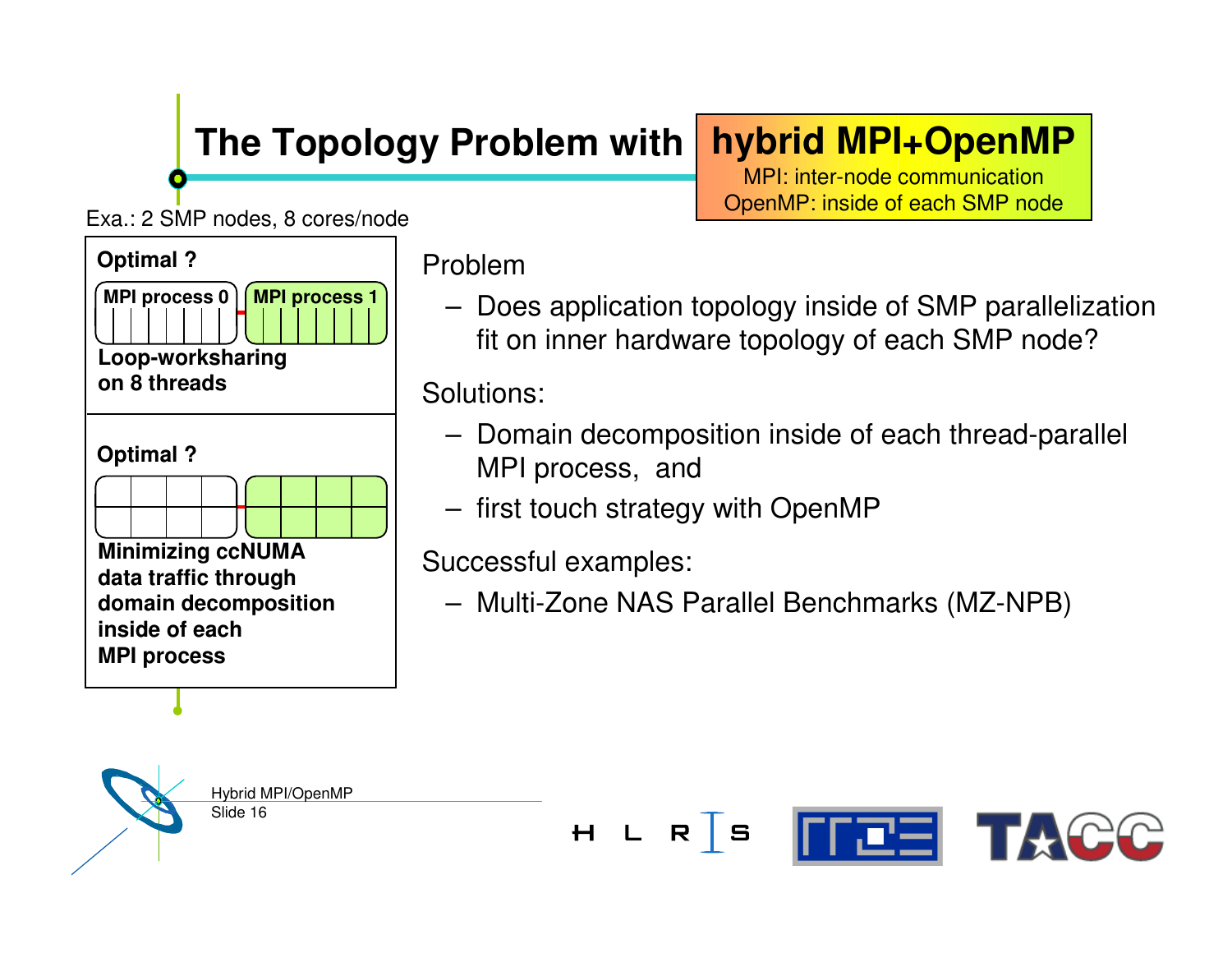# The Topology Problem with hybrid MPI+OpenMP

MPI: inter-node communication
OpenMP: inside of each SMP node

Exa.: 2 SMP nodes, 8 cores/node

**Optimal ?**

**MPI process 0** | **MPI process 1**

**Loop-worksharing on 8 threads**

**Optimal ?**

**Minimizing ccNUMA data traffic through domain decomposition inside of each MPI process**

Problem

- Does application topology inside of SMP parallelization fit on inner hardware topology of each SMP node?

Solutions:

- Domain decomposition inside of each thread-parallel MPI process, and
- first touch strategy with OpenMP

Successful examples:

- Multi-Zone NAS Parallel Benchmarks (MZ-NPB)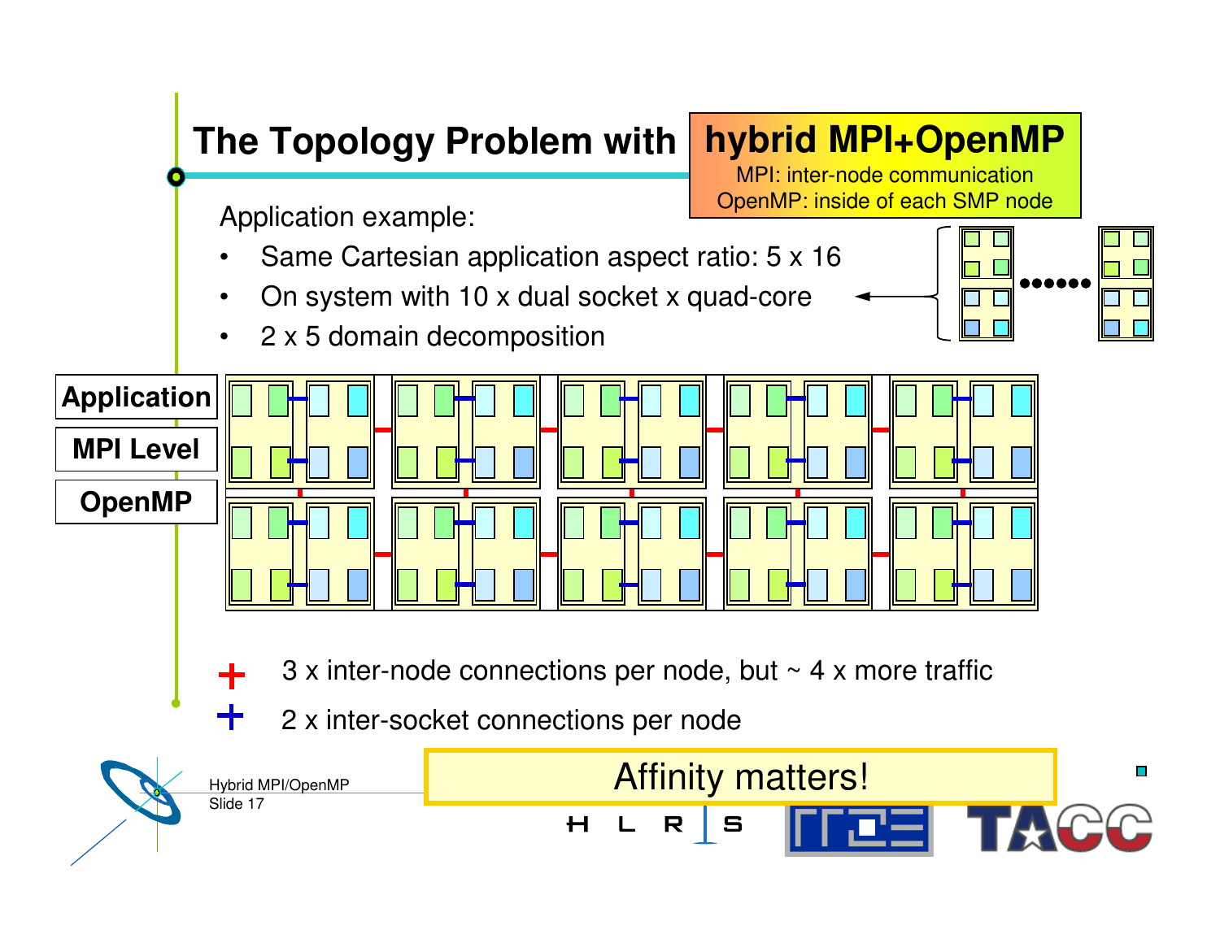# The Topology Problem with hybrid MPI+OpenMP

MPI: inter-node communication
OpenMP: inside of each SMP node

Application example:

- Same Cartesian application aspect ratio: 5 x 16
- On system with 10 x dual socket x quad-core
- 2 x 5 domain decomposition

Application

MPI Level

OpenMP

3 x inter-node connections per node, but ~ 4 x more traffic

2 x inter-socket connections per node

Affinity matters!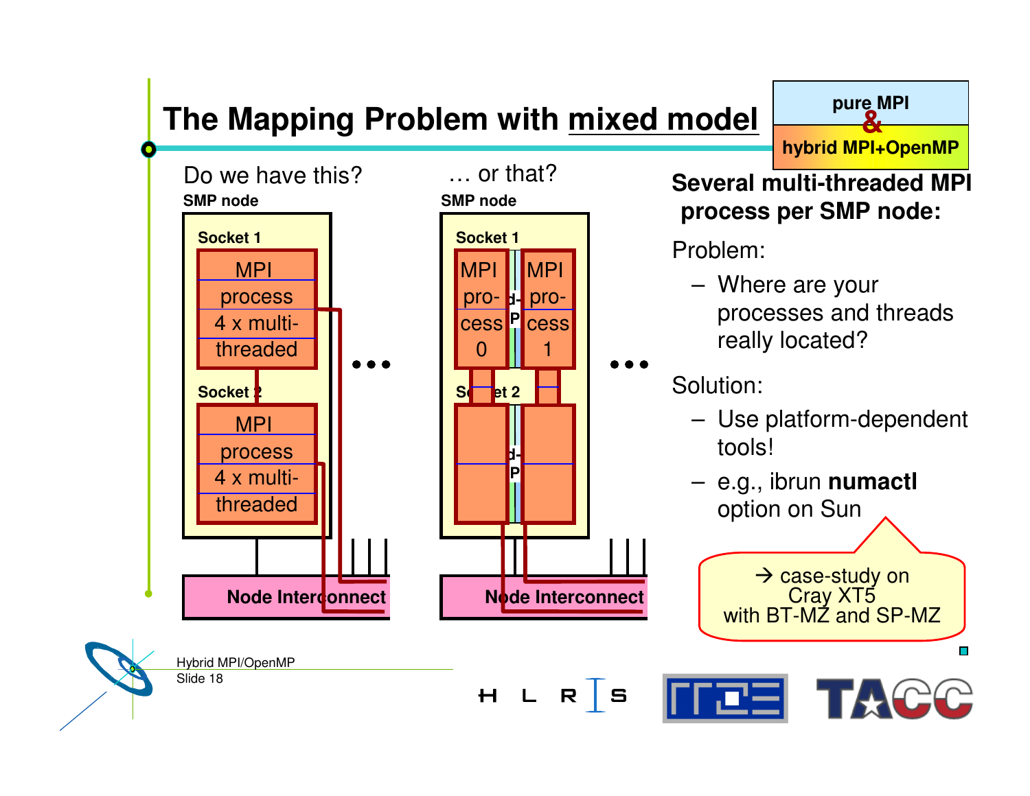# The Mapping Problem with mixed model

**pure MPI & hybrid MPI+OpenMP**

Do we have this?

SMP node

Socket 1

MPI process 4 x multi-threaded

Socket 2

MPI process 4 x multi-threaded

Node Interconnect

… or that?

SMP node

Socket 1

MPI process 0

MPI process 1

Socket 2

Node Interconnect

**Several multi-threaded MPI process per SMP node:**

Problem:

- Where are your processes and threads really located?

Solution:

- Use platform-dependent tools!
- e.g., ibrun **numactl** option on Sun

→ case-study on Cray XT5 with BT-MZ and SP-MZ

Hybrid MPI/OpenMP
Slide 18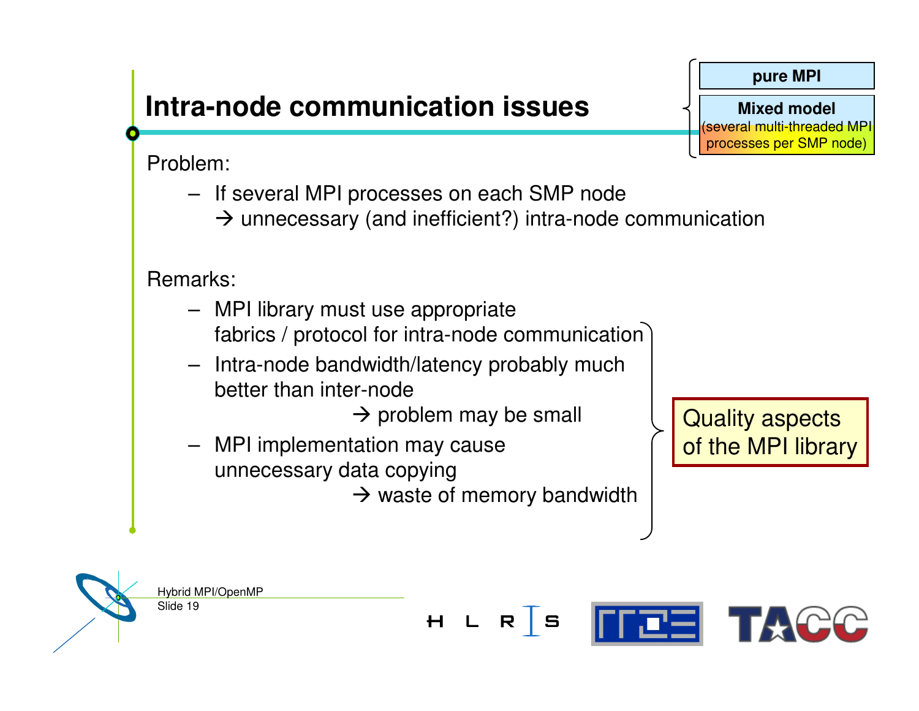# Intra-node communication issues

**pure MPI**

**Mixed model**
(several multi-threaded MPI processes per SMP node)

Problem:

- If several MPI processes on each SMP node
  → unnecessary (and inefficient?) intra-node communication

Remarks:

- MPI library must use appropriate fabrics / protocol for intra-node communication
- Intra-node bandwidth/latency probably much better than inter-node
  → problem may be small
- MPI implementation may cause unnecessary data copying
  → waste of memory bandwidth

Quality aspects of the MPI library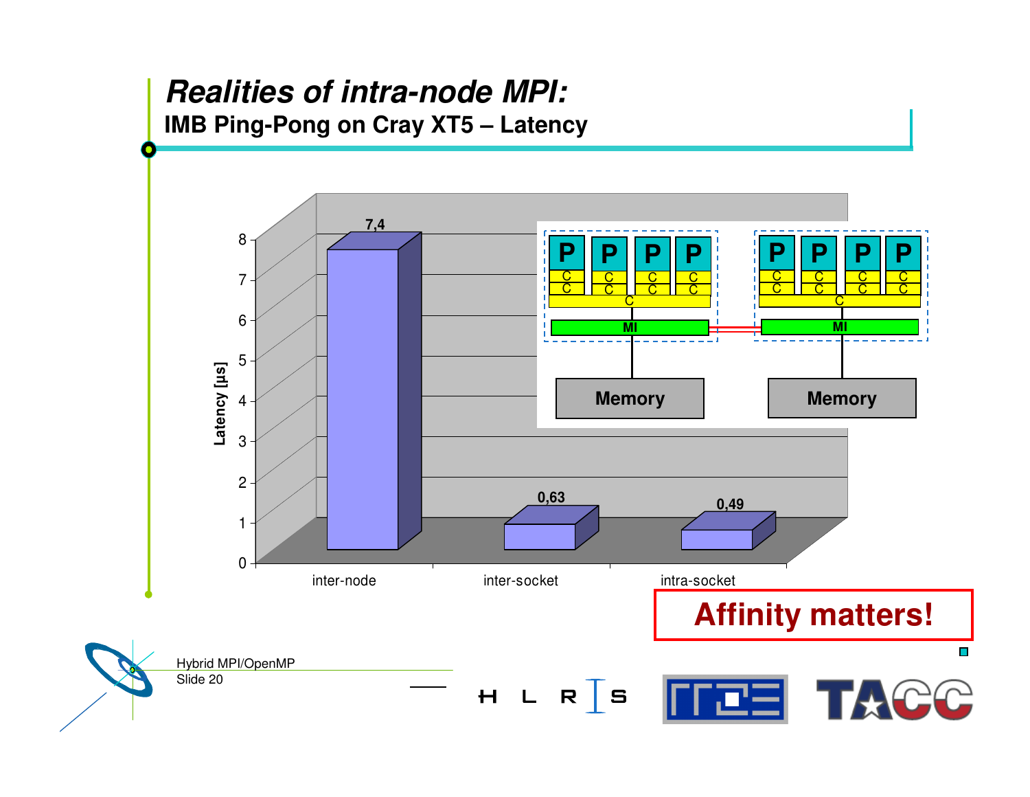# *Realities of intra-node MPI:*

## IMB Ping-Pong on Cray XT5 – Latency

| | inter-node | inter-socket | intra-socket |
|---|---|---|---|
| Latency [µs] | 7,4 | 0,63 | 0,49 |

**Affinity matters!**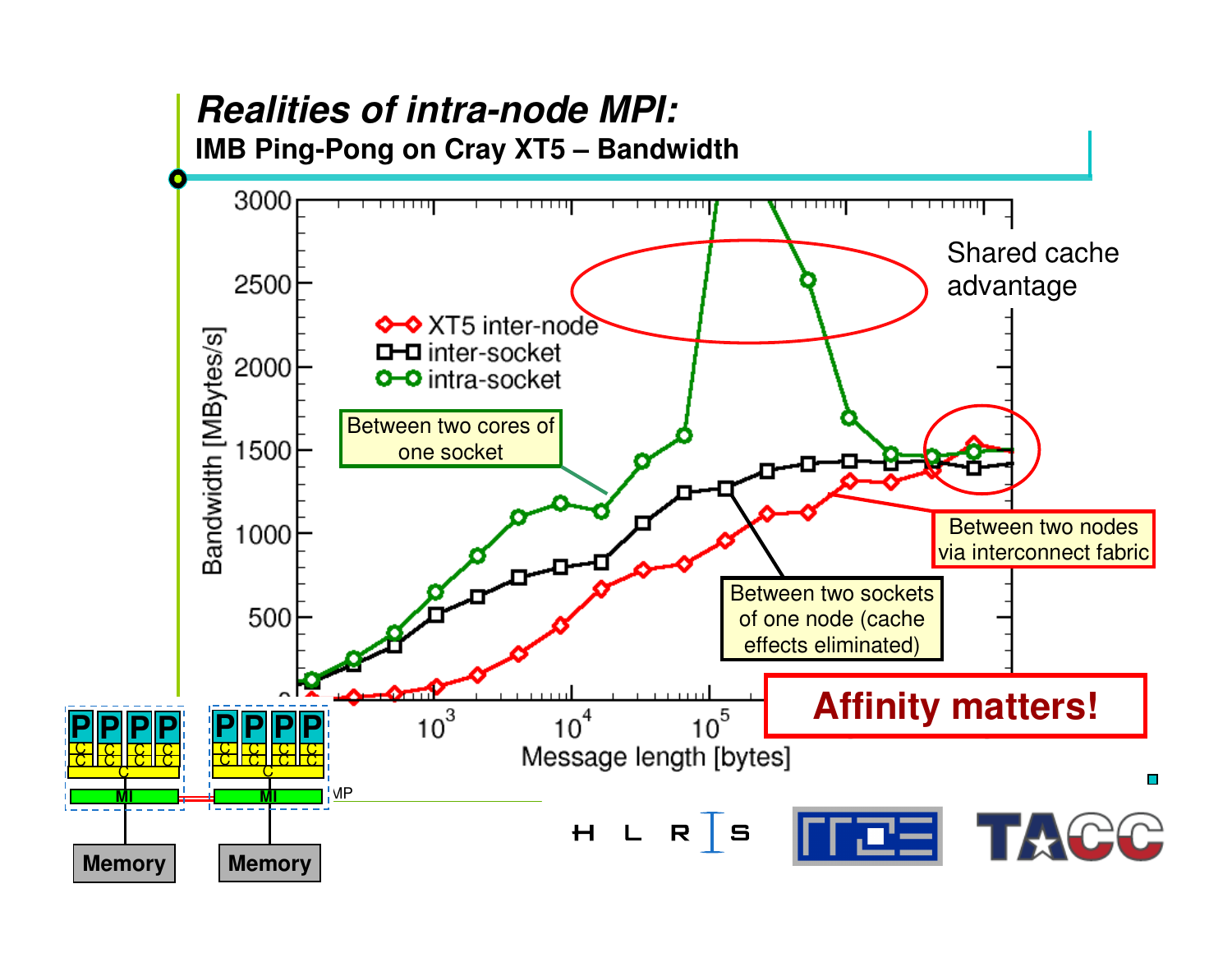# *Realities of intra-node MPI:*

## IMB Ping-Pong on Cray XT5 – Bandwidth

Bandwidth [MBytes/s]

Message length [bytes]

- XT5 inter-node
- inter-socket
- intra-socket

Between two cores of one socket

Shared cache advantage

Between two sockets of one node (cache effects eliminated)

Between two nodes via interconnect fabric

**Affinity matters!**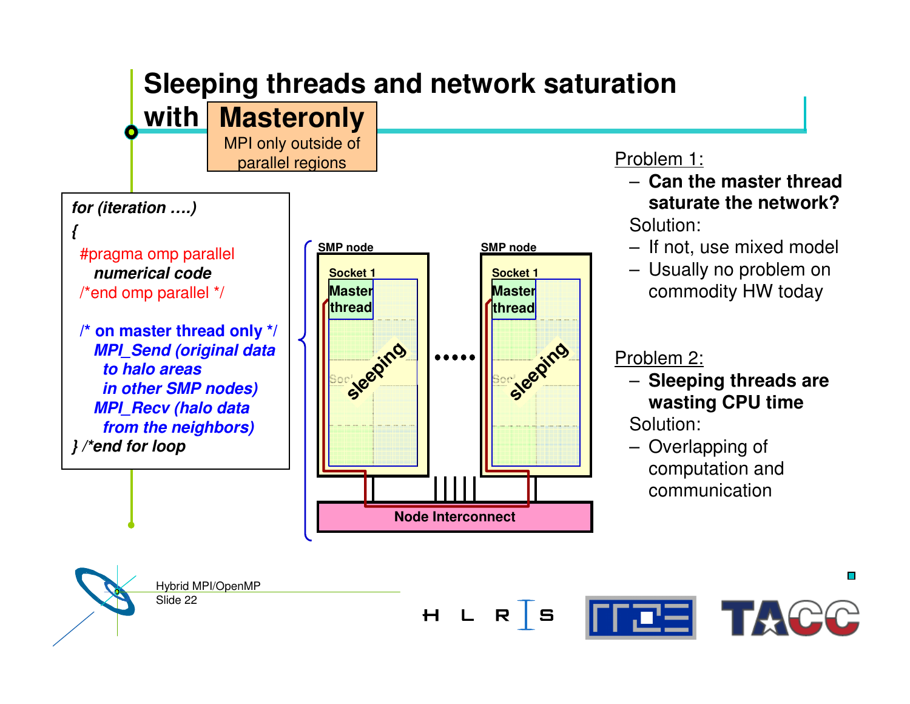# Sleeping threads and network saturation with Masteronly

**Masteronly**: MPI only outside of parallel regions

```
for (iteration ....)
{
  #pragma omp parallel
    numerical code
  /*end omp parallel */

  /* on master thread only */
    MPI_Send (original data
      to halo areas
      in other SMP nodes)
    MPI_Recv (halo data
      from the neighbors)
} /*end for loop
```

SMP node — Socket 1 — Master thread — sleeping

SMP node — Socket 1 — Master thread — sleeping

Node Interconnect

Problem 1:

- **Can the master thread saturate the network?**

Solution:

- If not, use mixed model
- Usually no problem on commodity HW today

Problem 2:

- **Sleeping threads are wasting CPU time**

Solution:

- Overlapping of computation and communication

Hybrid MPI/OpenMP
Slide 22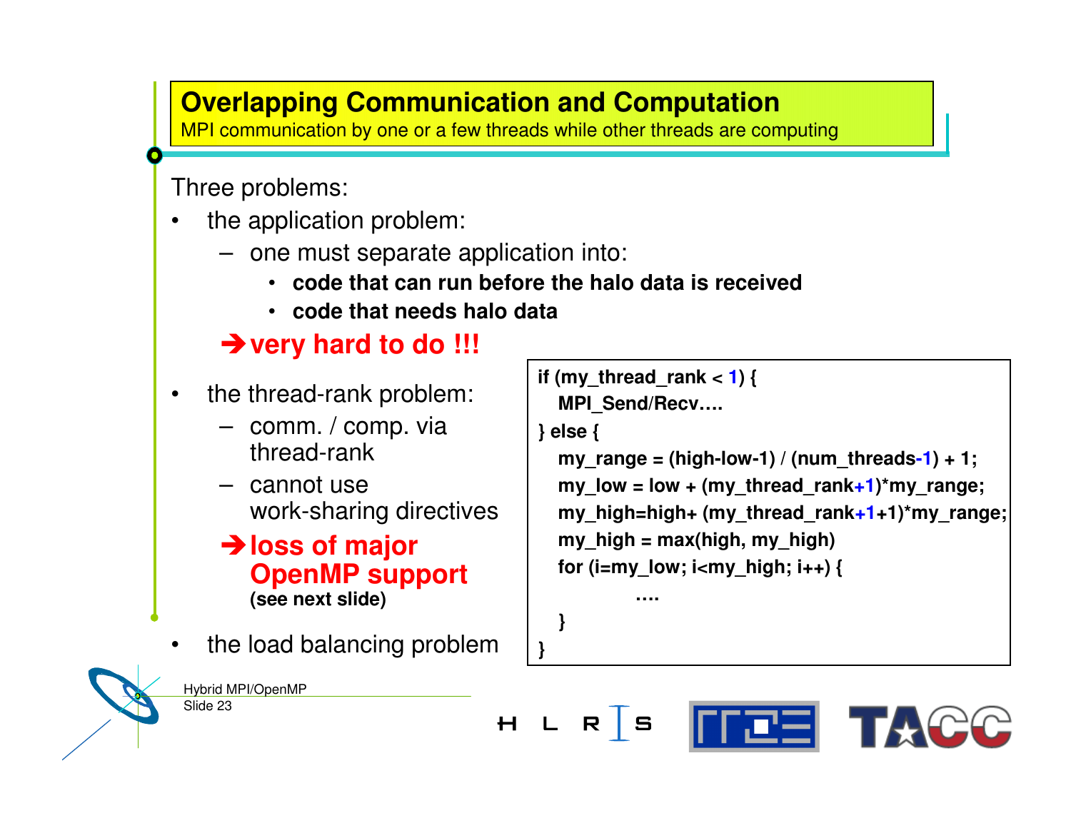## Overlapping Communication and Computation

MPI communication by one or a few threads while other threads are computing

Three problems:

- the application problem:
  - one must separate application into:
    - **code that can run before the halo data is received**
    - **code that needs halo data**

  ➔ **very hard to do !!!**

- the thread-rank problem:
  - comm. / comp. via thread-rank
  - cannot use work-sharing directives

  ➔ **loss of major OpenMP support**
  **(see next slide)**

- the load balancing problem

```
if (my_thread_rank < 1) {
  MPI_Send/Recv....
} else {
  my_range = (high-low-1) / (num_threads-1) + 1;
  my_low = low + (my_thread_rank+1)*my_range;
  my_high=high+ (my_thread_rank+1+1)*my_range;
  my_high = max(high, my_high)
  for (i=my_low; i<my_high; i++) {
        ....
  }
}
```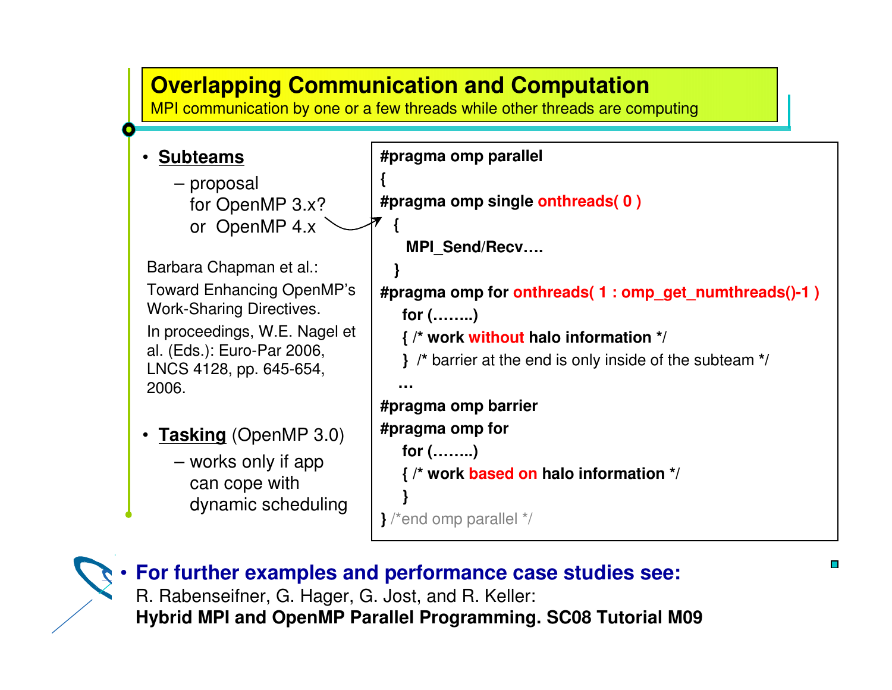# Overlapping Communication and Computation

MPI communication by one or a few threads while other threads are computing

- **Subteams**
  - proposal for OpenMP 3.x? or OpenMP 4.x

Barbara Chapman et al.: Toward Enhancing OpenMP's Work-Sharing Directives. In proceedings, W.E. Nagel et al. (Eds.): Euro-Par 2006, LNCS 4128, pp. 645-654, 2006.

- **Tasking** (OpenMP 3.0)
  - works only if app can cope with dynamic scheduling

```
#pragma omp parallel
{
#pragma omp single onthreads( 0 )
  {
    MPI_Send/Recv….
  }
#pragma omp for onthreads( 1 : omp_get_numthreads()-1 )
    for (……..)
    { /* work without halo information */
    }  /* barrier at the end is only inside of the subteam */
   …
#pragma omp barrier
#pragma omp for
    for (……..)
    { /* work based on halo information */
    }
} /*end omp parallel */
```

- **For further examples and performance case studies see:**

  R. Rabenseifner, G. Hager, G. Jost, and R. Keller:
  **Hybrid MPI and OpenMP Parallel Programming. SC08 Tutorial M09**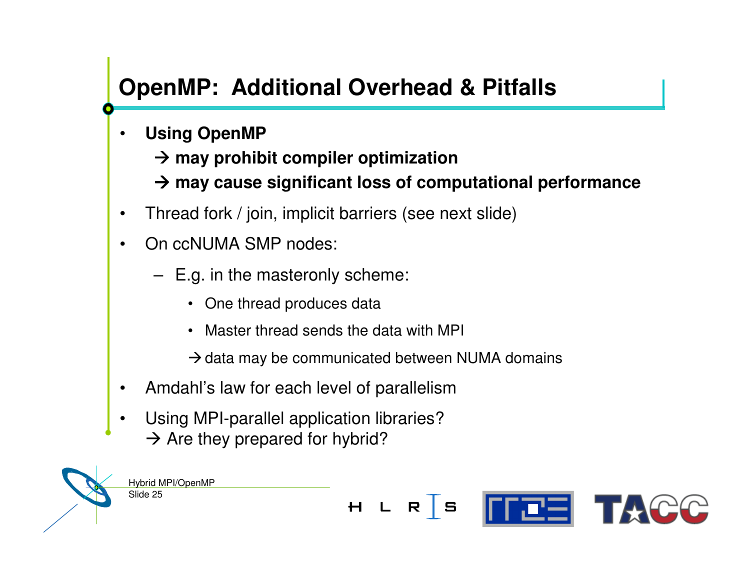# OpenMP: Additional Overhead & Pitfalls

- **Using OpenMP**
  **→ may prohibit compiler optimization**
  **→ may cause significant loss of computational performance**
- Thread fork / join, implicit barriers (see next slide)
- On ccNUMA SMP nodes:
  - E.g. in the masteronly scheme:
    - One thread produces data
    - Master thread sends the data with MPI

    → data may be communicated between NUMA domains
- Amdahl's law for each level of parallelism
- Using MPI-parallel application libraries?
  → Are they prepared for hybrid?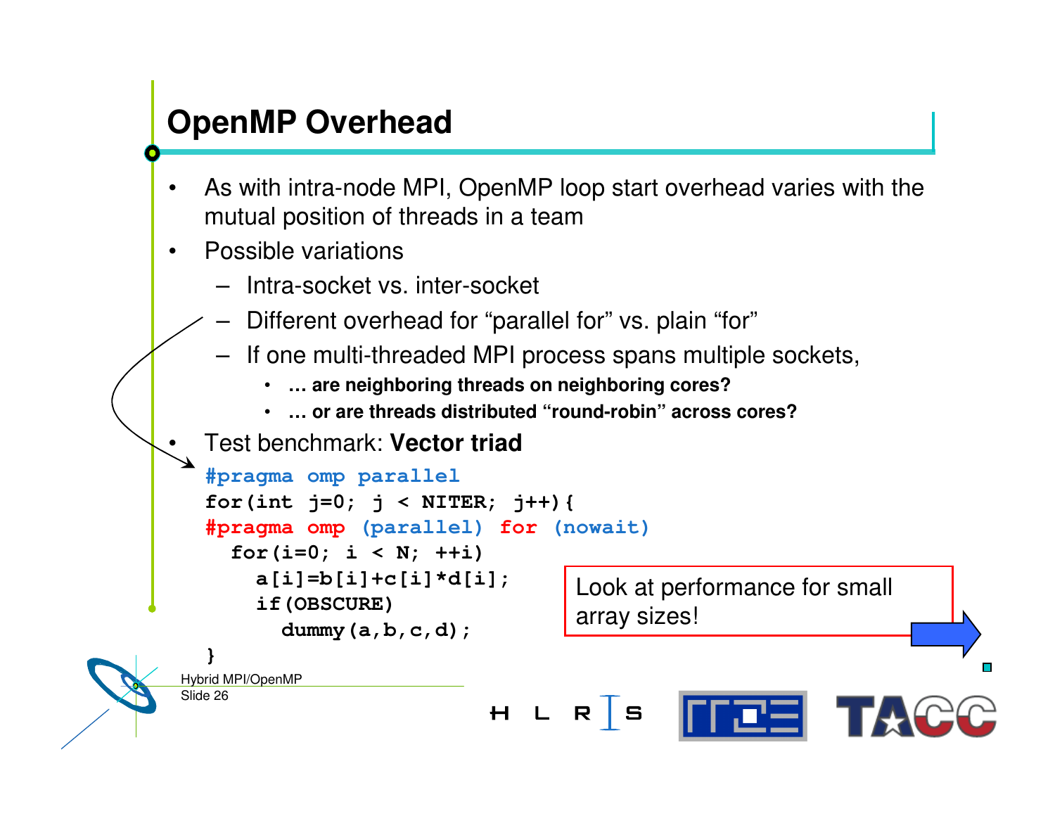# OpenMP Overhead

- As with intra-node MPI, OpenMP loop start overhead varies with the mutual position of threads in a team
- Possible variations
  - Intra-socket vs. inter-socket
  - Different overhead for "parallel for" vs. plain "for"
  - If one multi-threaded MPI process spans multiple sockets,
    - **… are neighboring threads on neighboring cores?**
    - **… or are threads distributed "round-robin" across cores?**
- Test benchmark: **Vector triad**

```
#pragma omp parallel
for(int j=0; j < NITER; j++){
#pragma omp (parallel) for (nowait)
  for(i=0; i < N; ++i)
    a[i]=b[i]+c[i]*d[i];
    if(OBSCURE)
      dummy(a,b,c,d);
}
```

Look at performance for small array sizes!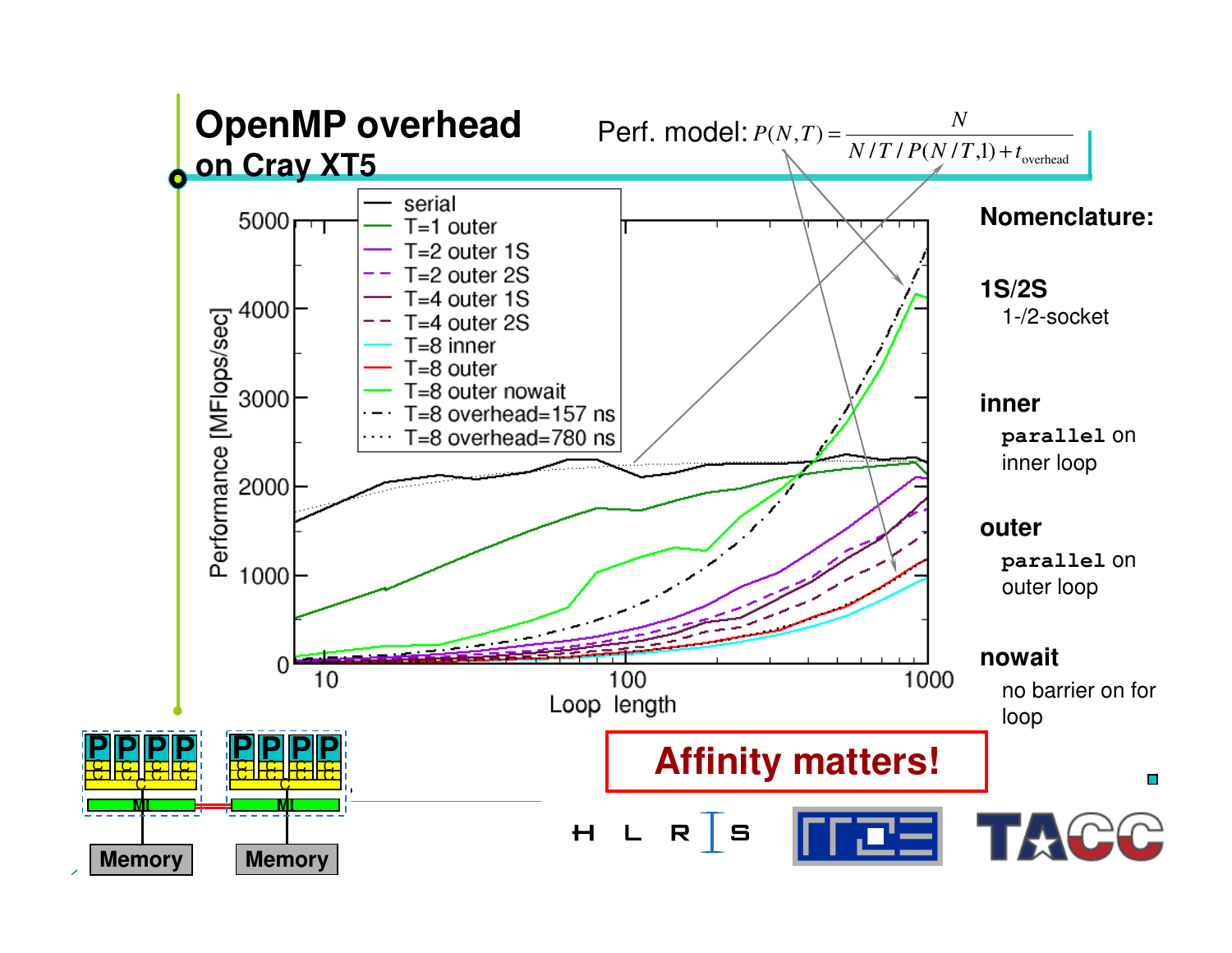# OpenMP overhead on Cray XT5

Perf. model: $P(N,T) = \dfrac{N}{N/T/P(N/T,1) + t_{\text{overhead}}}$

Legend:
- serial
- T=1 outer
- T=2 outer 1S
- T=2 outer 2S
- T=4 outer 1S
- T=4 outer 2S
- T=8 inner
- T=8 outer
- T=8 outer nowait
- T=8 overhead=157 ns
- T=8 overhead=780 ns

Performance [MFlops/sec] vs. Loop length

**Nomenclature:**

**1S/2S**
1-/2-socket

**inner**
`parallel` on inner loop

**outer**
`parallel` on outer loop

**nowait**
no barrier on for loop

**Affinity matters!**

Memory | Memory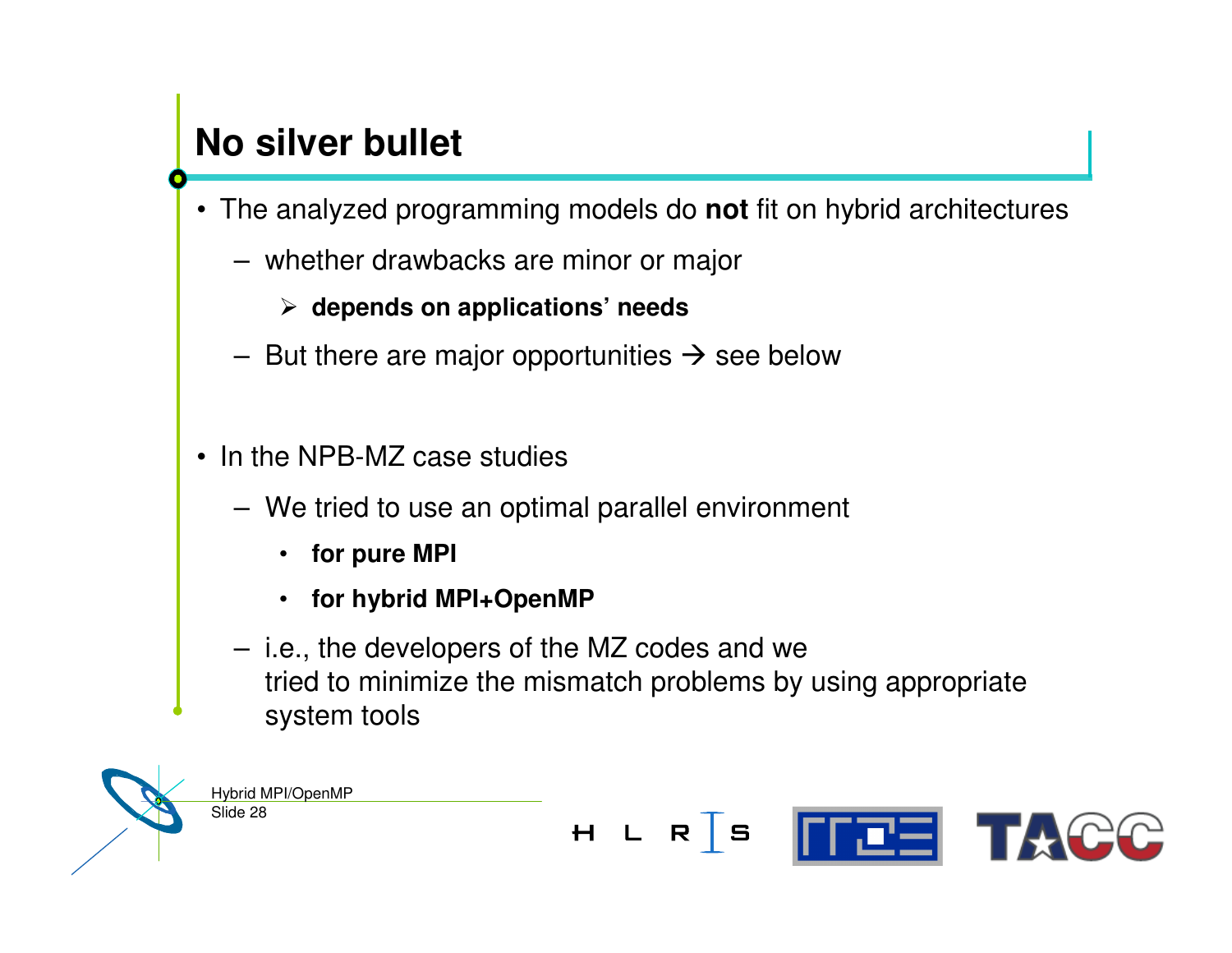# No silver bullet

- The analyzed programming models do **not** fit on hybrid architectures
  - whether drawbacks are minor or major
    - **depends on applications' needs**
  - But there are major opportunities → see below

- In the NPB-MZ case studies
  - We tried to use an optimal parallel environment
    - **for pure MPI**
    - **for hybrid MPI+OpenMP**
  - i.e., the developers of the MZ codes and we tried to minimize the mismatch problems by using appropriate system tools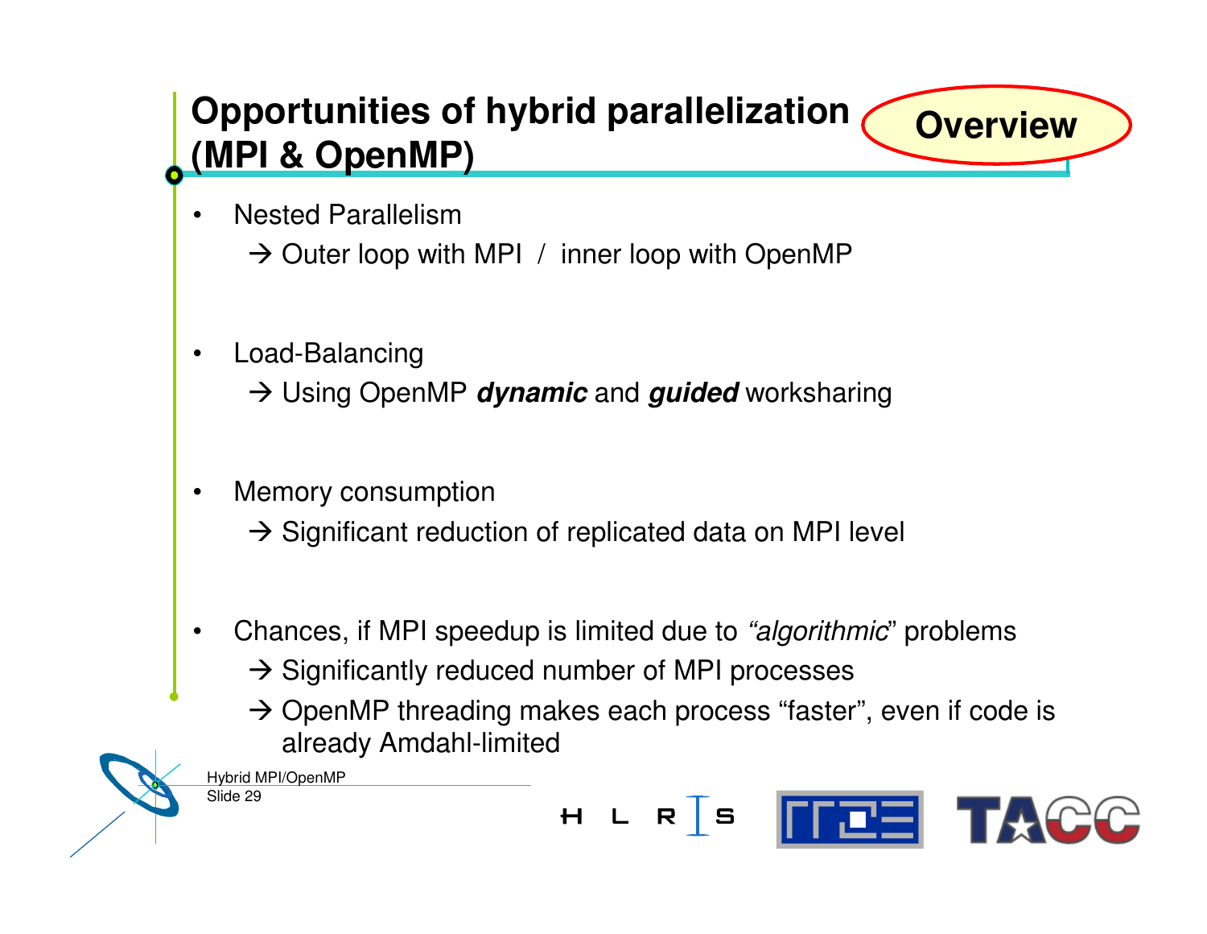# Opportunities of hybrid parallelization (MPI & OpenMP)

**Overview**

- Nested Parallelism
  → Outer loop with MPI / inner loop with OpenMP
- Load-Balancing
  → Using OpenMP ***dynamic*** and ***guided*** worksharing
- Memory consumption
  → Significant reduction of replicated data on MPI level
- Chances, if MPI speedup is limited due to “*algorithmic*” problems
  → Significantly reduced number of MPI processes
  → OpenMP threading makes each process “faster”, even if code is already Amdahl-limited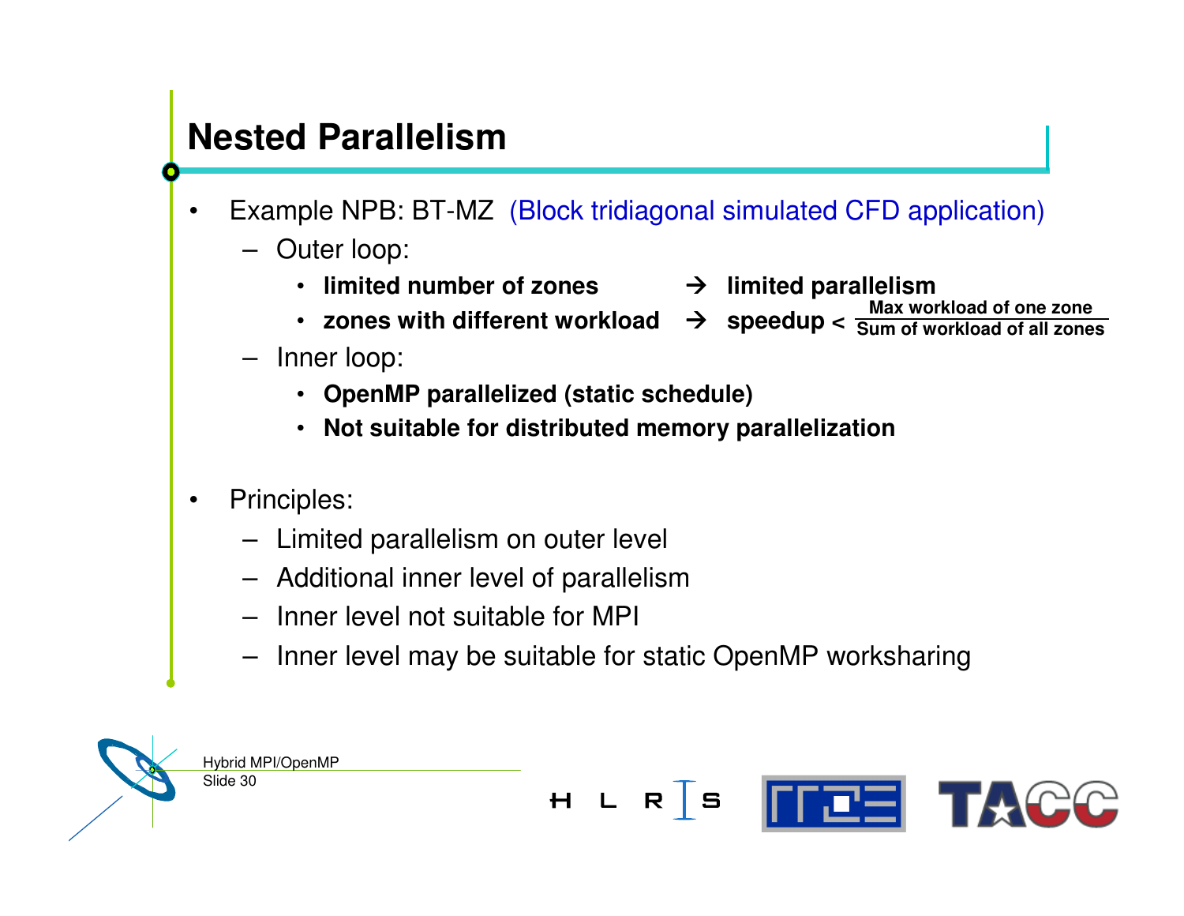# Nested Parallelism

- Example NPB: BT-MZ (Block tridiagonal simulated CFD application)
  - Outer loop:
    - **limited number of zones** → **limited parallelism**
    - **zones with different workload** → **speedup <** $\frac{\text{Max workload of one zone}}{\text{Sum of workload of all zones}}$
  - Inner loop:
    - **OpenMP parallelized (static schedule)**
    - **Not suitable for distributed memory parallelization**

- Principles:
  - Limited parallelism on outer level
  - Additional inner level of parallelism
  - Inner level not suitable for MPI
  - Inner level may be suitable for static OpenMP worksharing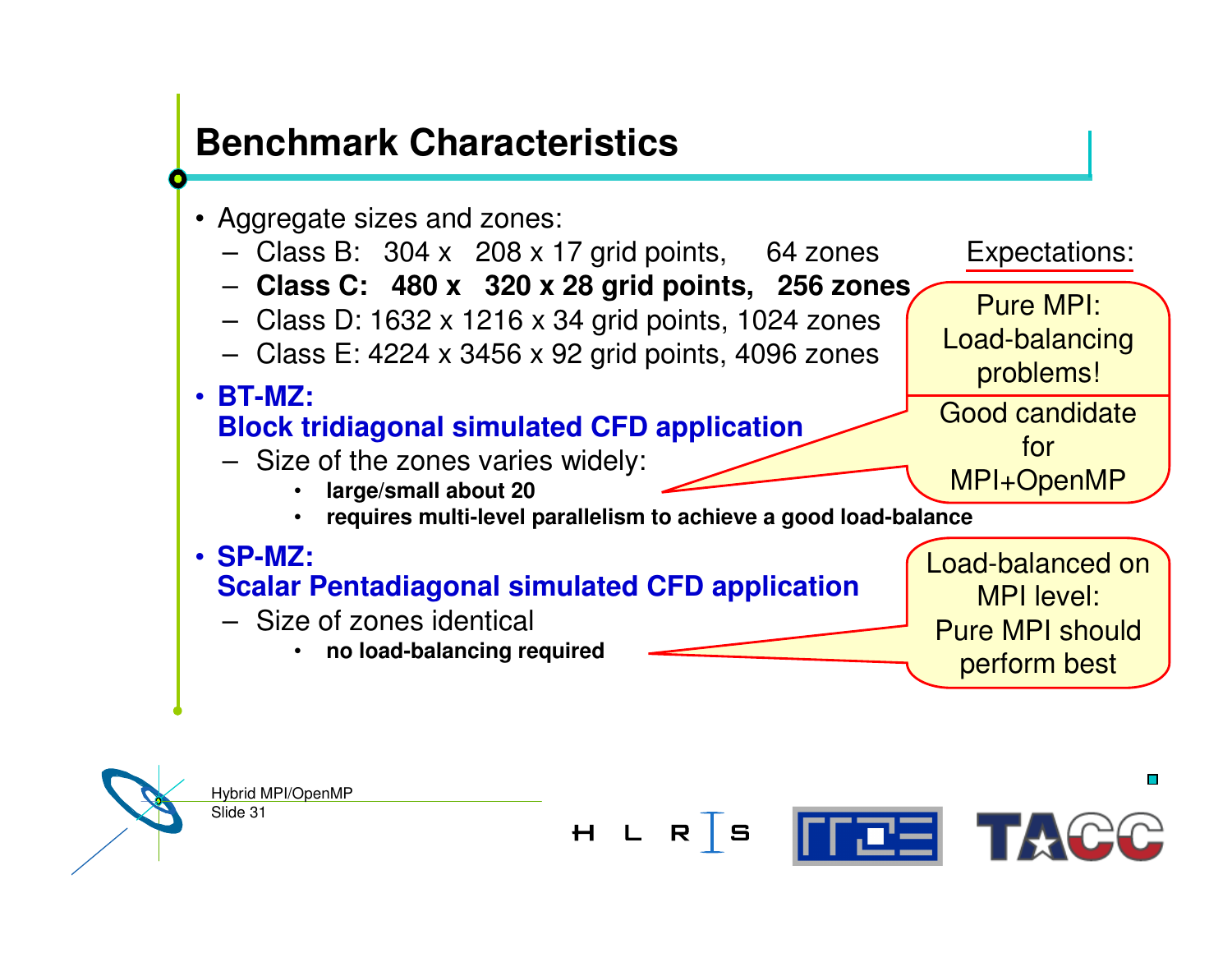# Benchmark Characteristics

- Aggregate sizes and zones:
  - Class B: 304 x 208 x 17 grid points, 64 zones
  - **Class C: 480 x 320 x 28 grid points, 256 zones**
  - Class D: 1632 x 1216 x 34 grid points, 1024 zones
  - Class E: 4224 x 3456 x 92 grid points, 4096 zones
- **BT-MZ:**
  **Block tridiagonal simulated CFD application**
  - Size of the zones varies widely:
    - **large/small about 20**
    - **requires multi-level parallelism to achieve a good load-balance**
- **SP-MZ:**
  **Scalar Pentadiagonal simulated CFD application**
  - Size of zones identical
    - **no load-balancing required**

Expectations:

- Pure MPI: Load-balancing problems! Good candidate for MPI+OpenMP
- Load-balanced on MPI level: Pure MPI should perform best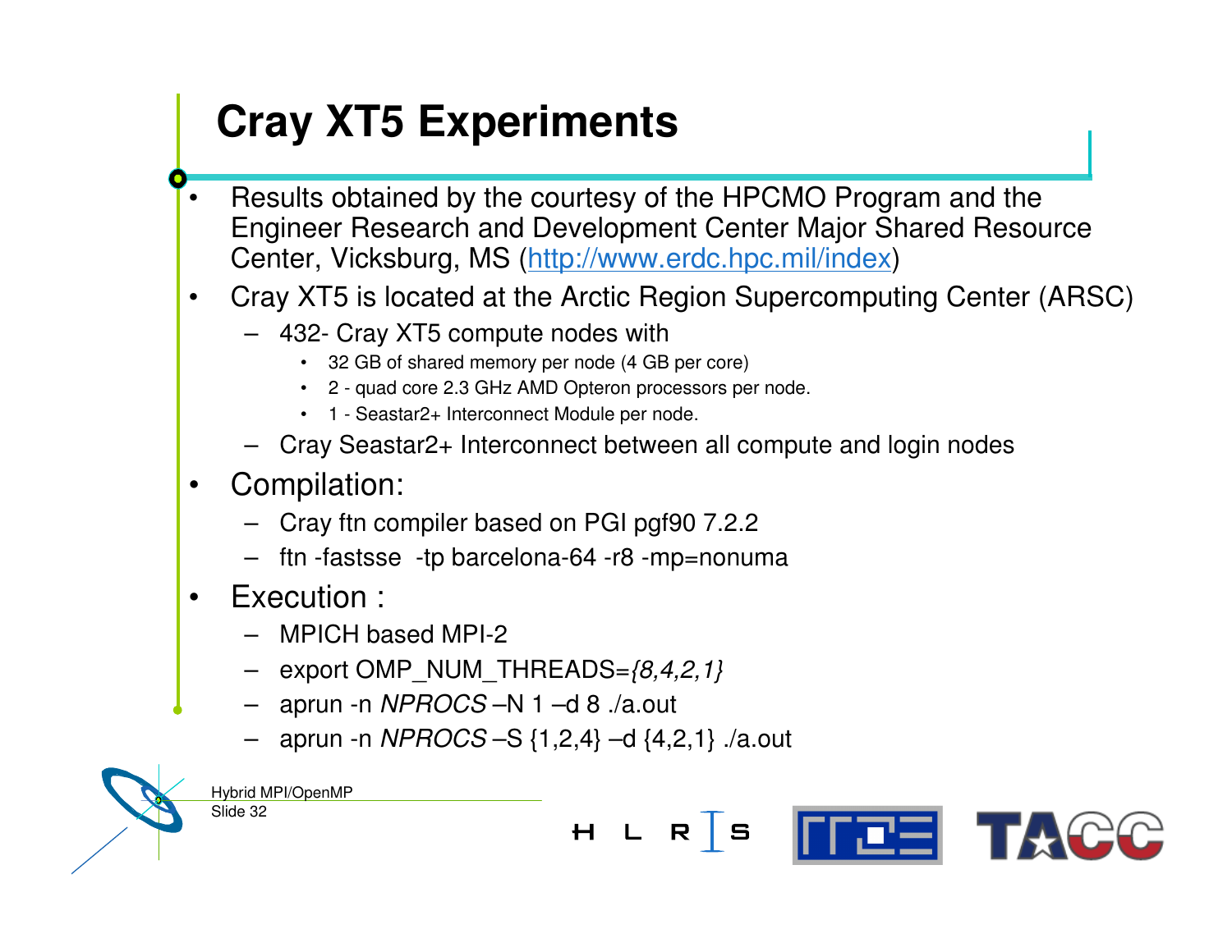# Cray XT5 Experiments

- Results obtained by the courtesy of the HPCMO Program and the Engineer Research and Development Center Major Shared Resource Center, Vicksburg, MS (http://www.erdc.hpc.mil/index)
- Cray XT5 is located at the Arctic Region Supercomputing Center (ARSC)
  - 432- Cray XT5 compute nodes with
    - 32 GB of shared memory per node (4 GB per core)
    - 2 - quad core 2.3 GHz AMD Opteron processors per node.
    - 1 - Seastar2+ Interconnect Module per node.
  - Cray Seastar2+ Interconnect between all compute and login nodes
- Compilation:
  - Cray ftn compiler based on PGI pgf90 7.2.2
  - ftn -fastsse -tp barcelona-64 -r8 -mp=nonuma
- Execution :
  - MPICH based MPI-2
  - export OMP_NUM_THREADS=*{8,4,2,1}*
  - aprun -n *NPROCS* –N 1 –d 8 ./a.out
  - aprun -n *NPROCS* –S {1,2,4} –d {4,2,1} ./a.out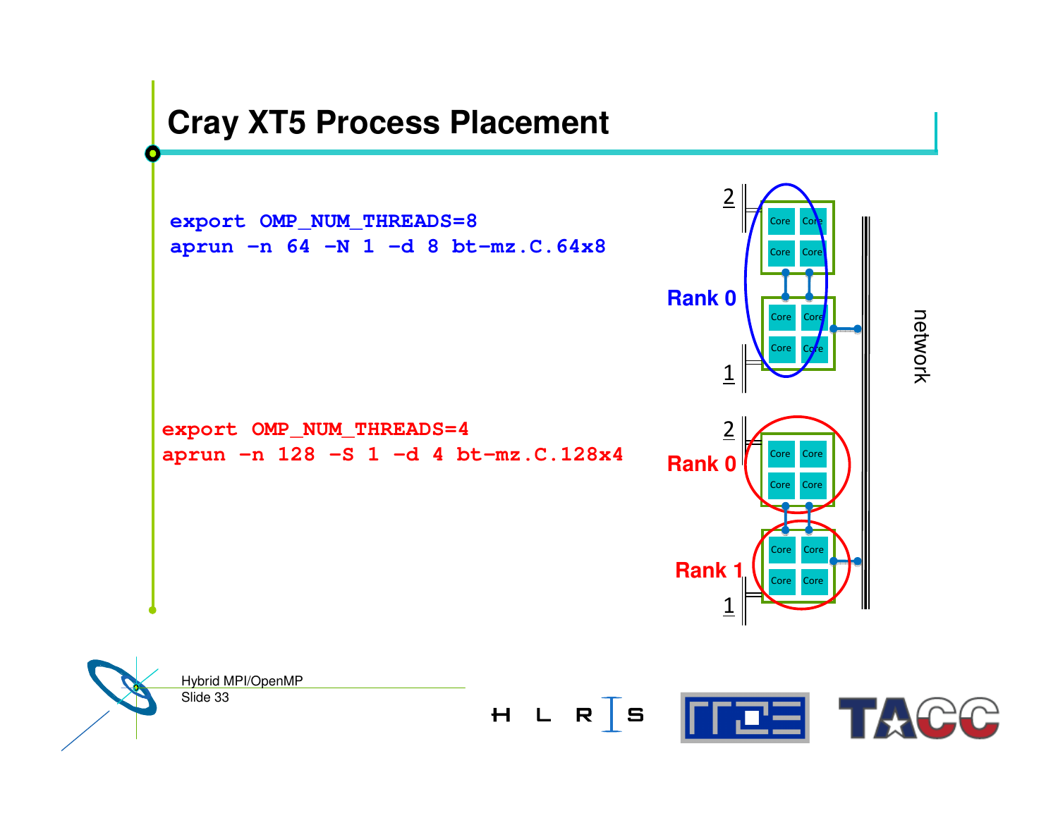# Cray XT5 Process Placement

```
export OMP_NUM_THREADS=8
aprun -n 64 -N 1 -d 8 bt-mz.C.64x8
```

```
export OMP_NUM_THREADS=4
aprun -n 128 -S 1 -d 4 bt-mz.C.128x4
```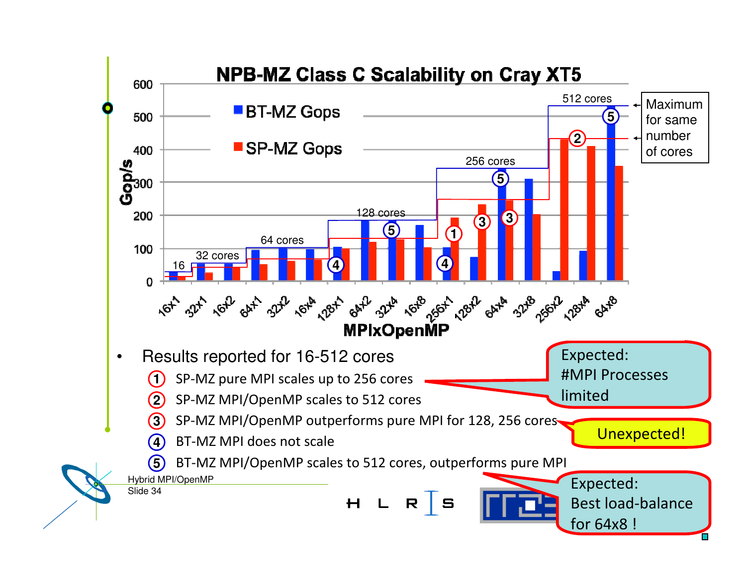# NPB-MZ Class C Scalability on Cray XT5

- Results reported for 16-512 cores
  1. SP-MZ pure MPI scales up to 256 cores
  2. SP-MZ MPI/OpenMP scales to 512 cores
  3. SP-MZ MPI/OpenMP outperforms pure MPI for 128, 256 cores
  4. BT-MZ MPI does not scale
  5. BT-MZ MPI/OpenMP scales to 512 cores, outperforms pure MPI

Expected: #MPI Processes limited

Unexpected!

Expected: Best load-balance for 64x8 !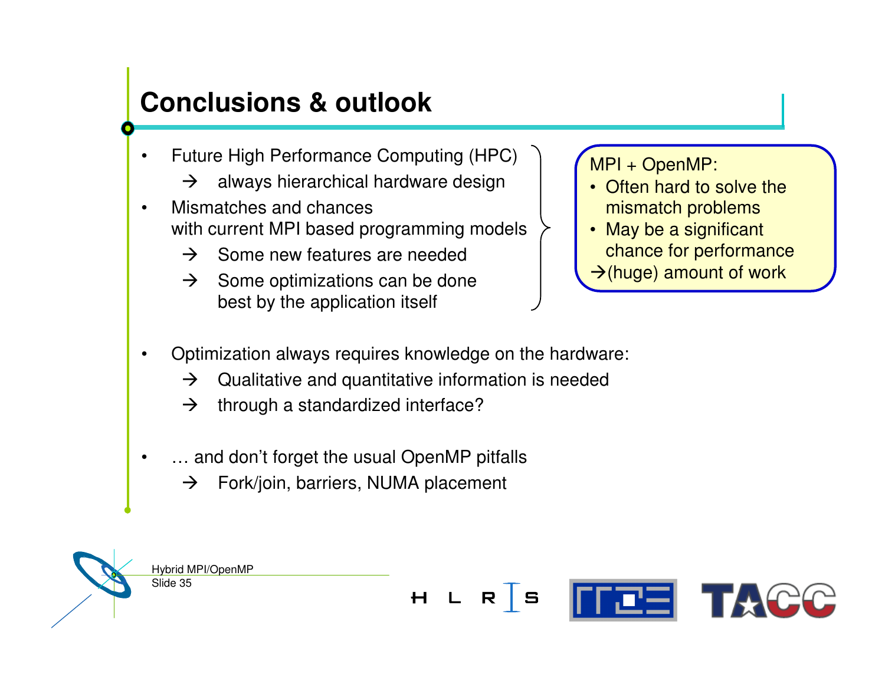# Conclusions & outlook

- Future High Performance Computing (HPC)
  - → always hierarchical hardware design
- Mismatches and chances
  with current MPI based programming models
  - → Some new features are needed
  - → Some optimizations can be done best by the application itself

MPI + OpenMP:
- Often hard to solve the mismatch problems
- May be a significant chance for performance

→(huge) amount of work

- Optimization always requires knowledge on the hardware:
  - → Qualitative and quantitative information is needed
  - → through a standardized interface?

- … and don't forget the usual OpenMP pitfalls
  - → Fork/join, barriers, NUMA placement